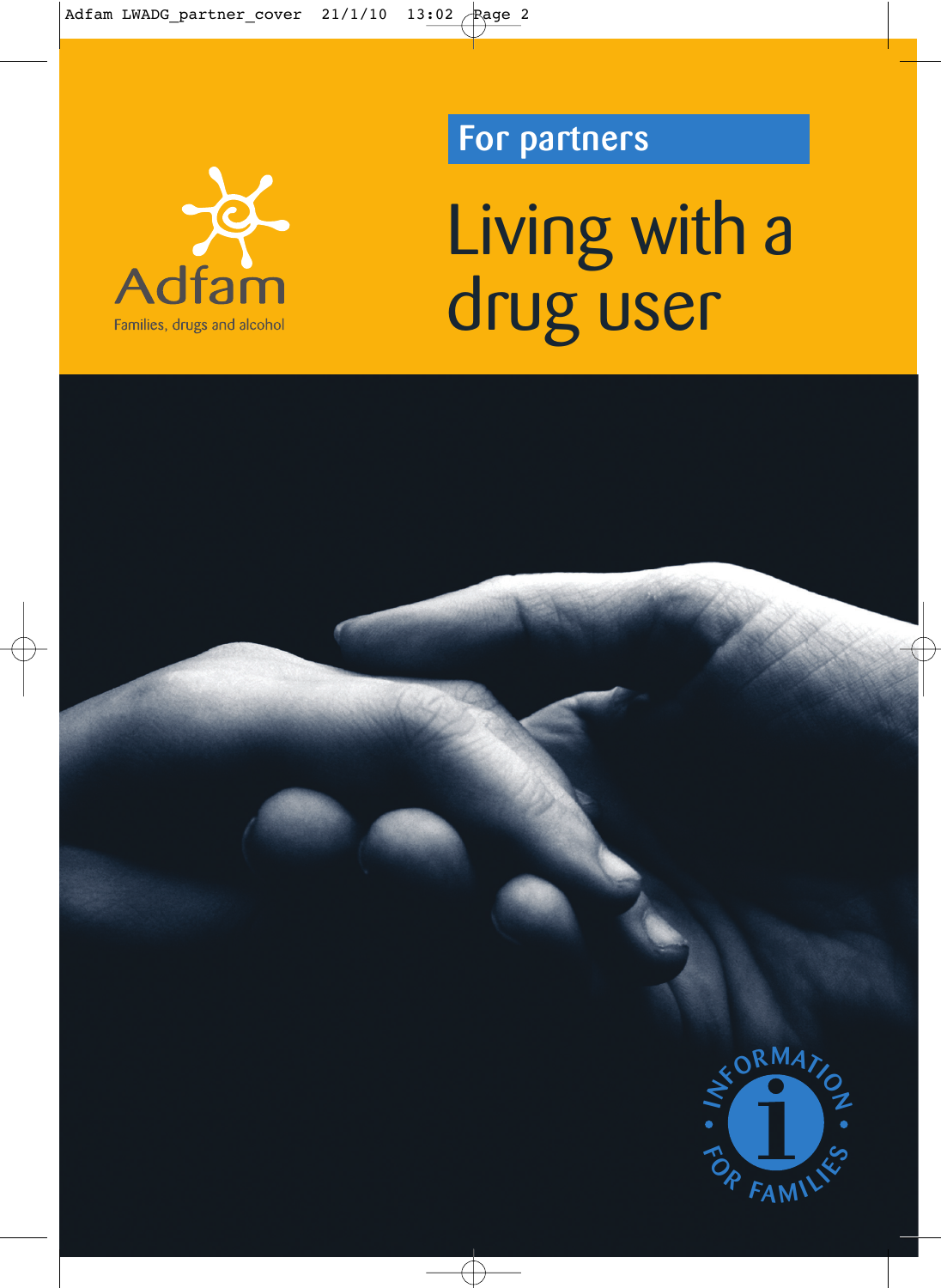Adfam

Families, drugs and alcohol

For partners

# Living with a drug user

INFORMATION FOR FAMILIES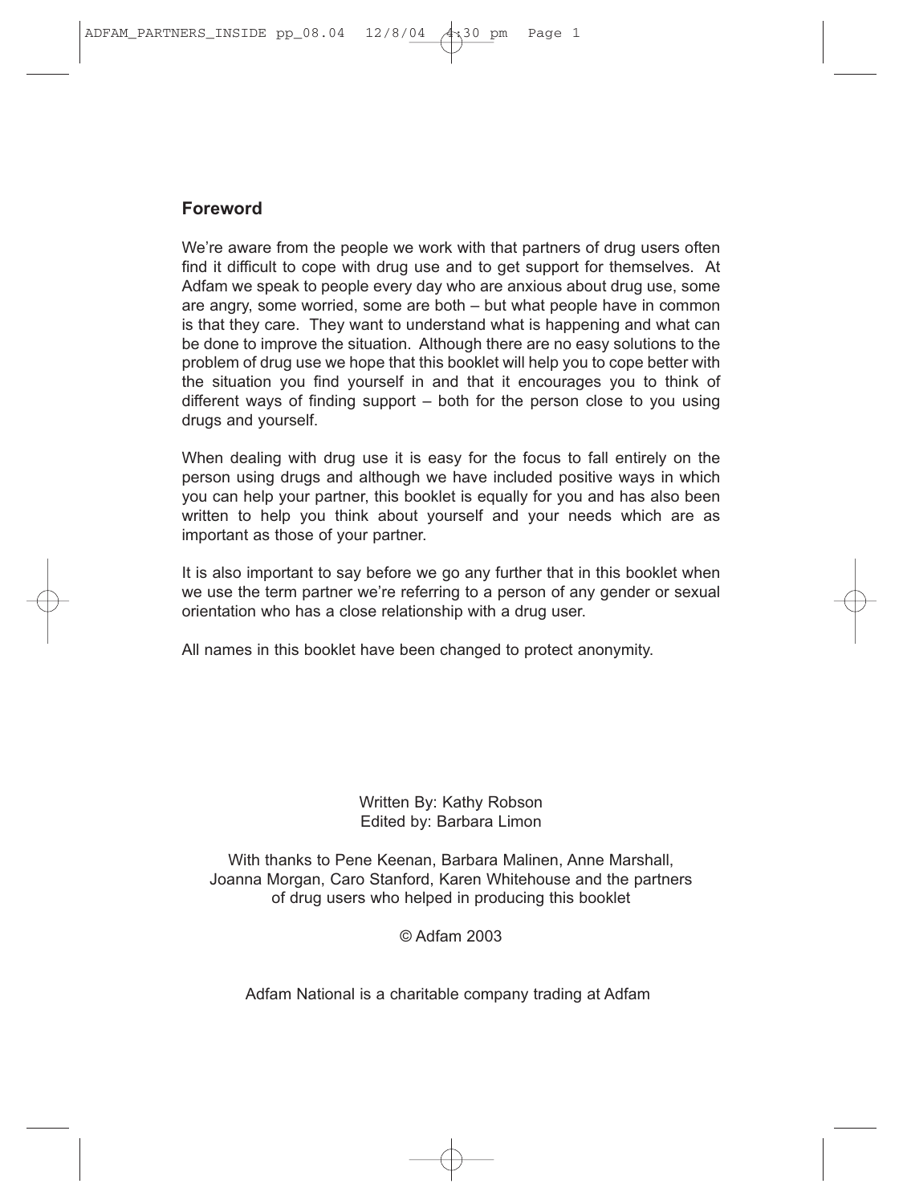## Foreword

We're aware from the people we work with that partners of drug users often find it difficult to cope with drug use and to get support for themselves. At Adfam we speak to people every day who are anxious about drug use, some are angry, some worried, some are both – but what people have in common is that they care. They want to understand what is happening and what can be done to improve the situation. Although there are no easy solutions to the problem of drug use we hope that this booklet will help you to cope better with the situation you find yourself in and that it encourages you to think of different ways of finding support – both for the person close to you using drugs and yourself.

When dealing with drug use it is easy for the focus to fall entirely on the person using drugs and although we have included positive ways in which you can help your partner, this booklet is equally for you and has also been written to help you think about yourself and your needs which are as important as those of your partner.

It is also important to say before we go any further that in this booklet when we use the term partner we're referring to a person of any gender or sexual orientation who has a close relationship with a drug user.

All names in this booklet have been changed to protect anonymity.

Written By: Kathy Robson
Edited by: Barbara Limon

With thanks to Pene Keenan, Barbara Malinen, Anne Marshall, Joanna Morgan, Caro Stanford, Karen Whitehouse and the partners of drug users who helped in producing this booklet

© Adfam 2003

Adfam National is a charitable company trading at Adfam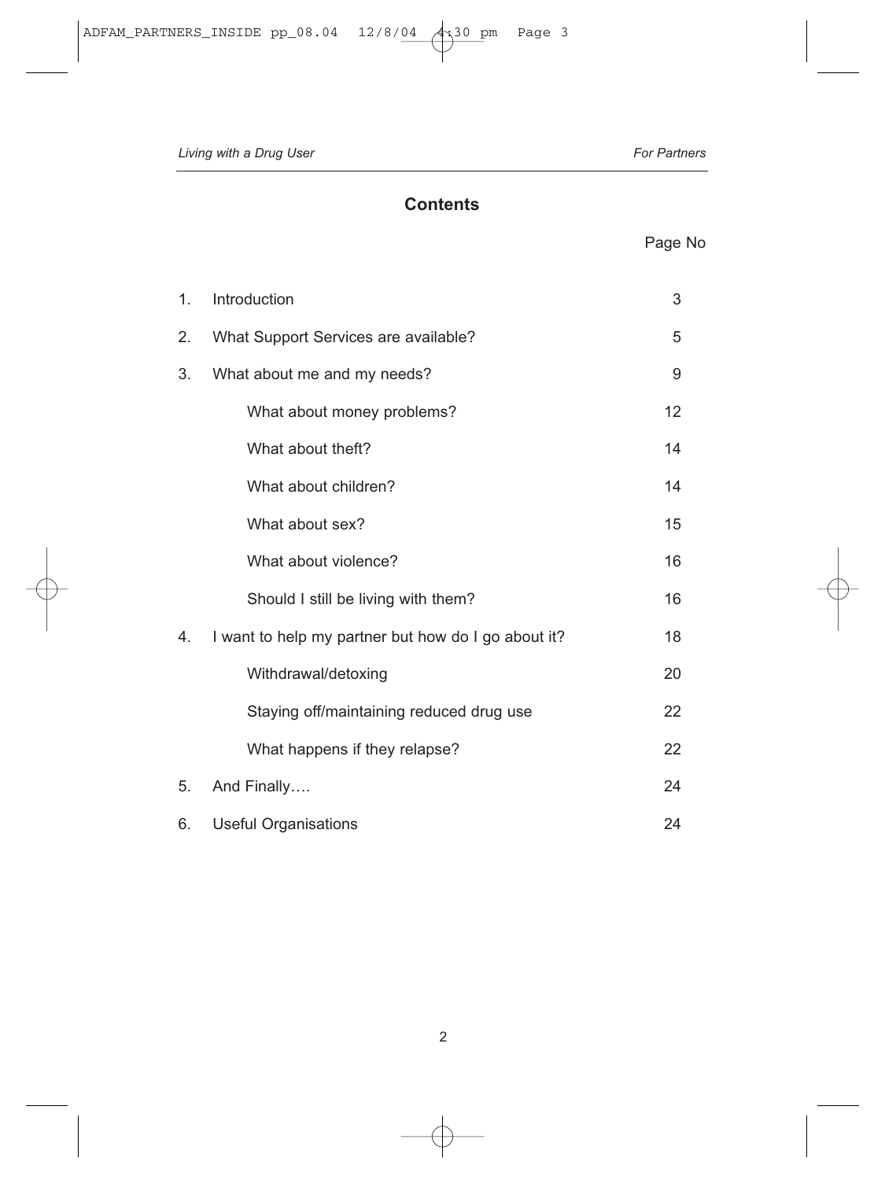## Contents

| | | Page No |
|---|---|---|
| 1. | Introduction | 3 |
| 2. | What Support Services are available? | 5 |
| 3. | What about me and my needs? | 9 |
| | What about money problems? | 12 |
| | What about theft? | 14 |
| | What about children? | 14 |
| | What about sex? | 15 |
| | What about violence? | 16 |
| | Should I still be living with them? | 16 |
| 4. | I want to help my partner but how do I go about it? | 18 |
| | Withdrawal/detoxing | 20 |
| | Staying off/maintaining reduced drug use | 22 |
| | What happens if they relapse? | 22 |
| 5. | And Finally…. | 24 |
| 6. | Useful Organisations | 24 |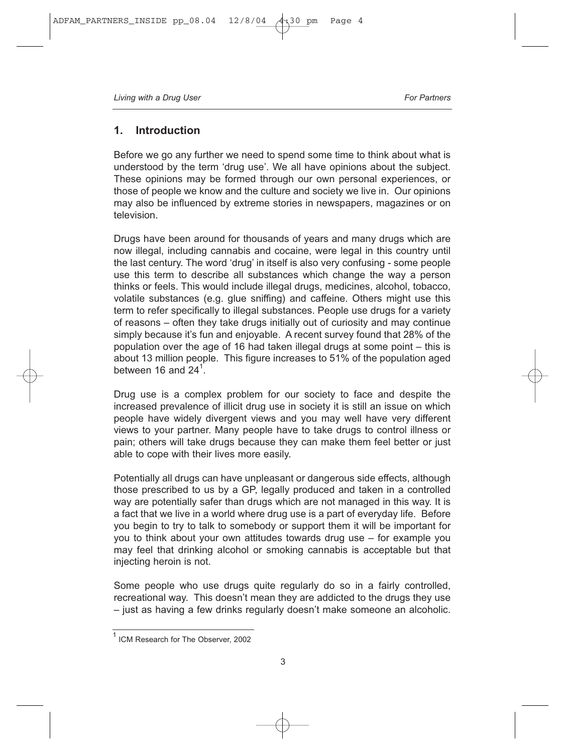## 1. Introduction

Before we go any further we need to spend some time to think about what is understood by the term 'drug use'. We all have opinions about the subject. These opinions may be formed through our own personal experiences, or those of people we know and the culture and society we live in. Our opinions may also be influenced by extreme stories in newspapers, magazines or on television.

Drugs have been around for thousands of years and many drugs which are now illegal, including cannabis and cocaine, were legal in this country until the last century. The word 'drug' in itself is also very confusing - some people use this term to describe all substances which change the way a person thinks or feels. This would include illegal drugs, medicines, alcohol, tobacco, volatile substances (e.g. glue sniffing) and caffeine. Others might use this term to refer specifically to illegal substances. People use drugs for a variety of reasons – often they take drugs initially out of curiosity and may continue simply because it's fun and enjoyable. A recent survey found that 28% of the population over the age of 16 had taken illegal drugs at some point – this is about 13 million people. This figure increases to 51% of the population aged between 16 and 24[1].

Drug use is a complex problem for our society to face and despite the increased prevalence of illicit drug use in society it is still an issue on which people have widely divergent views and you may well have very different views to your partner. Many people have to take drugs to control illness or pain; others will take drugs because they can make them feel better or just able to cope with their lives more easily.

Potentially all drugs can have unpleasant or dangerous side effects, although those prescribed to us by a GP, legally produced and taken in a controlled way are potentially safer than drugs which are not managed in this way. It is a fact that we live in a world where drug use is a part of everyday life. Before you begin to try to talk to somebody or support them it will be important for you to think about your own attitudes towards drug use – for example you may feel that drinking alcohol or smoking cannabis is acceptable but that injecting heroin is not.

Some people who use drugs quite regularly do so in a fairly controlled, recreational way. This doesn't mean they are addicted to the drugs they use – just as having a few drinks regularly doesn't make someone an alcoholic.

[1] ICM Research for The Observer, 2002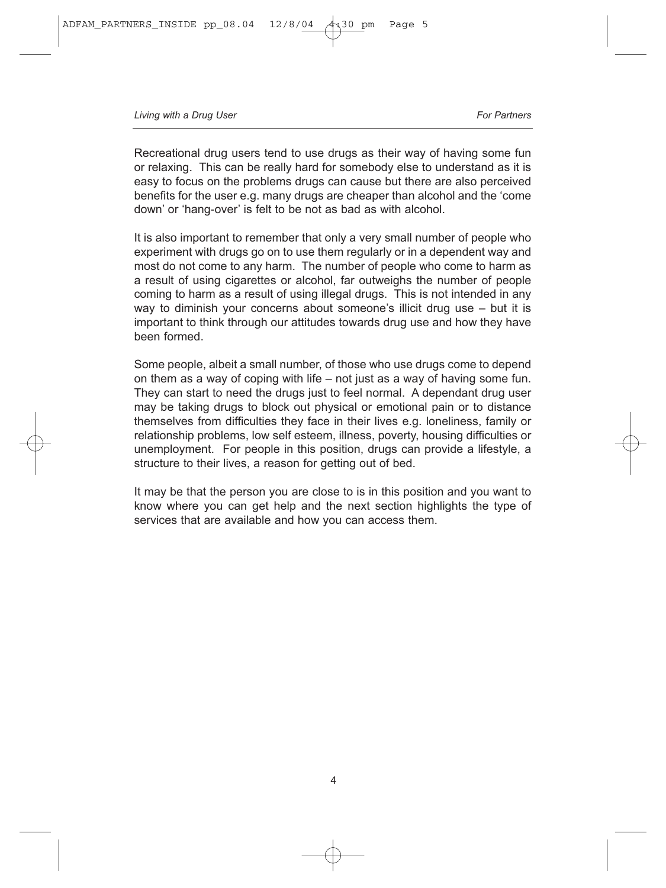Recreational drug users tend to use drugs as their way of having some fun or relaxing. This can be really hard for somebody else to understand as it is easy to focus on the problems drugs can cause but there are also perceived benefits for the user e.g. many drugs are cheaper than alcohol and the 'come down' or 'hang-over' is felt to be not as bad as with alcohol.

It is also important to remember that only a very small number of people who experiment with drugs go on to use them regularly or in a dependent way and most do not come to any harm. The number of people who come to harm as a result of using cigarettes or alcohol, far outweighs the number of people coming to harm as a result of using illegal drugs. This is not intended in any way to diminish your concerns about someone's illicit drug use – but it is important to think through our attitudes towards drug use and how they have been formed.

Some people, albeit a small number, of those who use drugs come to depend on them as a way of coping with life – not just as a way of having some fun. They can start to need the drugs just to feel normal. A dependant drug user may be taking drugs to block out physical or emotional pain or to distance themselves from difficulties they face in their lives e.g. loneliness, family or relationship problems, low self esteem, illness, poverty, housing difficulties or unemployment. For people in this position, drugs can provide a lifestyle, a structure to their lives, a reason for getting out of bed.

It may be that the person you are close to is in this position and you want to know where you can get help and the next section highlights the type of services that are available and how you can access them.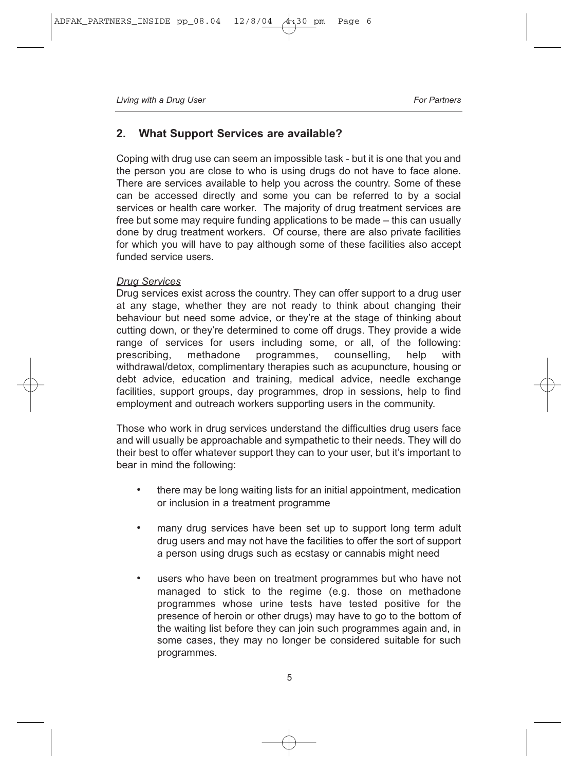## 2. What Support Services are available?

Coping with drug use can seem an impossible task - but it is one that you and the person you are close to who is using drugs do not have to face alone. There are services available to help you across the country. Some of these can be accessed directly and some you can be referred to by a social services or health care worker. The majority of drug treatment services are free but some may require funding applications to be made – this can usually done by drug treatment workers. Of course, there are also private facilities for which you will have to pay although some of these facilities also accept funded service users.

*Drug Services*

Drug services exist across the country. They can offer support to a drug user at any stage, whether they are not ready to think about changing their behaviour but need some advice, or they're at the stage of thinking about cutting down, or they're determined to come off drugs. They provide a wide range of services for users including some, or all, of the following: prescribing, methadone programmes, counselling, help with withdrawal/detox, complimentary therapies such as acupuncture, housing or debt advice, education and training, medical advice, needle exchange facilities, support groups, day programmes, drop in sessions, help to find employment and outreach workers supporting users in the community.

Those who work in drug services understand the difficulties drug users face and will usually be approachable and sympathetic to their needs. They will do their best to offer whatever support they can to your user, but it's important to bear in mind the following:

- there may be long waiting lists for an initial appointment, medication or inclusion in a treatment programme
- many drug services have been set up to support long term adult drug users and may not have the facilities to offer the sort of support a person using drugs such as ecstasy or cannabis might need
- users who have been on treatment programmes but who have not managed to stick to the regime (e.g. those on methadone programmes whose urine tests have tested positive for the presence of heroin or other drugs) may have to go to the bottom of the waiting list before they can join such programmes again and, in some cases, they may no longer be considered suitable for such programmes.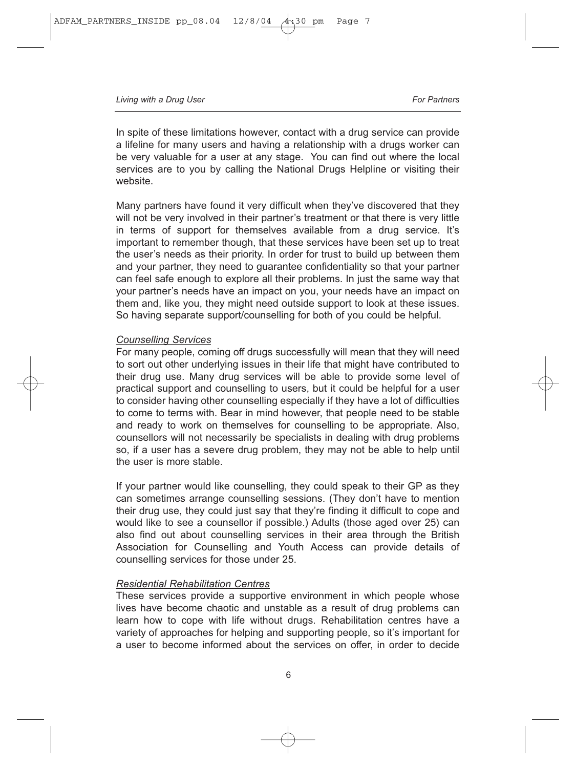In spite of these limitations however, contact with a drug service can provide a lifeline for many users and having a relationship with a drugs worker can be very valuable for a user at any stage. You can find out where the local services are to you by calling the National Drugs Helpline or visiting their website.

Many partners have found it very difficult when they've discovered that they will not be very involved in their partner's treatment or that there is very little in terms of support for themselves available from a drug service. It's important to remember though, that these services have been set up to treat the user's needs as their priority. In order for trust to build up between them and your partner, they need to guarantee confidentiality so that your partner can feel safe enough to explore all their problems. In just the same way that your partner's needs have an impact on you, your needs have an impact on them and, like you, they might need outside support to look at these issues. So having separate support/counselling for both of you could be helpful.

*<u>Counselling Services</u>*

For many people, coming off drugs successfully will mean that they will need to sort out other underlying issues in their life that might have contributed to their drug use. Many drug services will be able to provide some level of practical support and counselling to users, but it could be helpful for a user to consider having other counselling especially if they have a lot of difficulties to come to terms with. Bear in mind however, that people need to be stable and ready to work on themselves for counselling to be appropriate. Also, counsellors will not necessarily be specialists in dealing with drug problems so, if a user has a severe drug problem, they may not be able to help until the user is more stable.

If your partner would like counselling, they could speak to their GP as they can sometimes arrange counselling sessions. (They don't have to mention their drug use, they could just say that they're finding it difficult to cope and would like to see a counsellor if possible.) Adults (those aged over 25) can also find out about counselling services in their area through the British Association for Counselling and Youth Access can provide details of counselling services for those under 25.

*<u>Residential Rehabilitation Centres</u>*

These services provide a supportive environment in which people whose lives have become chaotic and unstable as a result of drug problems can learn how to cope with life without drugs. Rehabilitation centres have a variety of approaches for helping and supporting people, so it's important for a user to become informed about the services on offer, in order to decide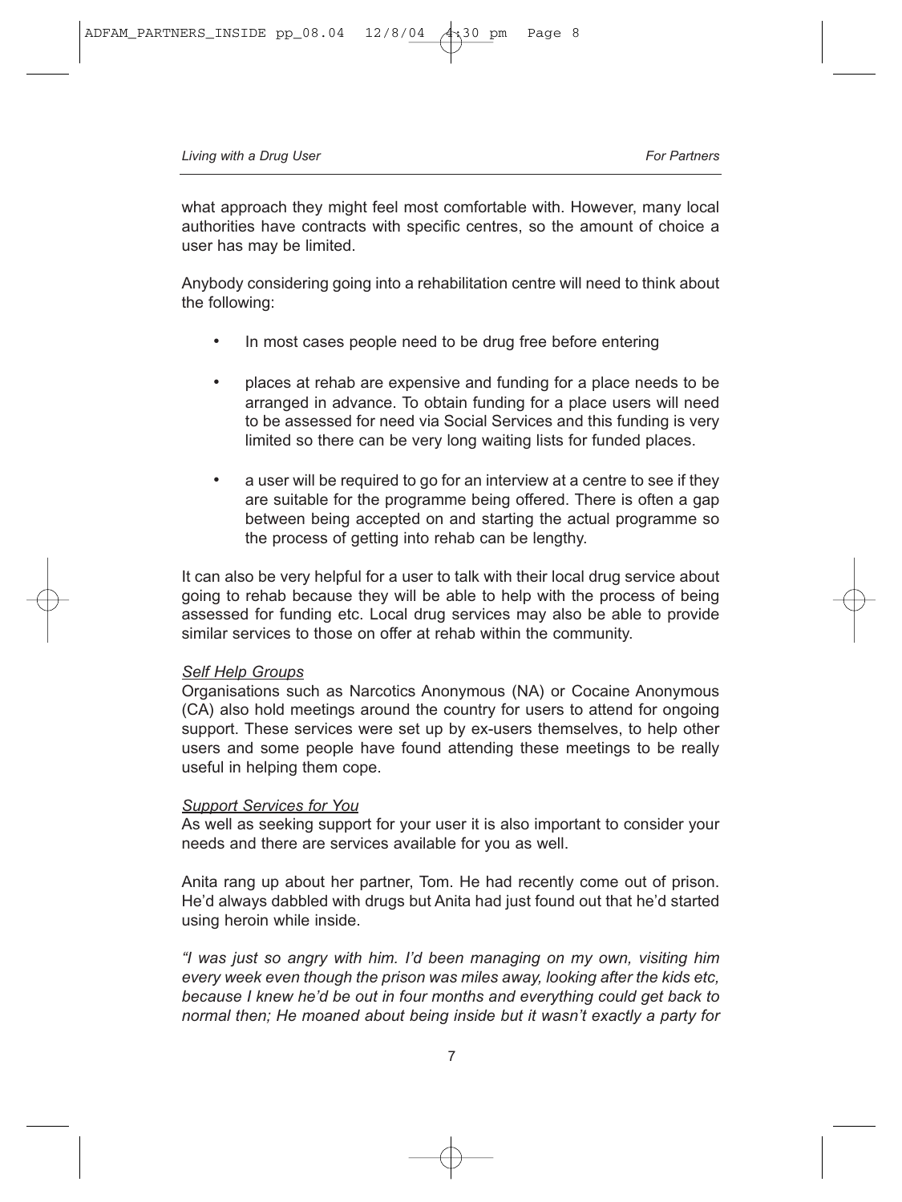what approach they might feel most comfortable with. However, many local authorities have contracts with specific centres, so the amount of choice a user has may be limited.

Anybody considering going into a rehabilitation centre will need to think about the following:

- In most cases people need to be drug free before entering
- places at rehab are expensive and funding for a place needs to be arranged in advance. To obtain funding for a place users will need to be assessed for need via Social Services and this funding is very limited so there can be very long waiting lists for funded places.
- a user will be required to go for an interview at a centre to see if they are suitable for the programme being offered. There is often a gap between being accepted on and starting the actual programme so the process of getting into rehab can be lengthy.

It can also be very helpful for a user to talk with their local drug service about going to rehab because they will be able to help with the process of being assessed for funding etc. Local drug services may also be able to provide similar services to those on offer at rehab within the community.

#### *Self Help Groups*

Organisations such as Narcotics Anonymous (NA) or Cocaine Anonymous (CA) also hold meetings around the country for users to attend for ongoing support. These services were set up by ex-users themselves, to help other users and some people have found attending these meetings to be really useful in helping them cope.

#### *Support Services for You*

As well as seeking support for your user it is also important to consider your needs and there are services available for you as well.

Anita rang up about her partner, Tom. He had recently come out of prison. He'd always dabbled with drugs but Anita had just found out that he'd started using heroin while inside.

*"I was just so angry with him. I'd been managing on my own, visiting him every week even though the prison was miles away, looking after the kids etc, because I knew he'd be out in four months and everything could get back to normal then; He moaned about being inside but it wasn't exactly a party for*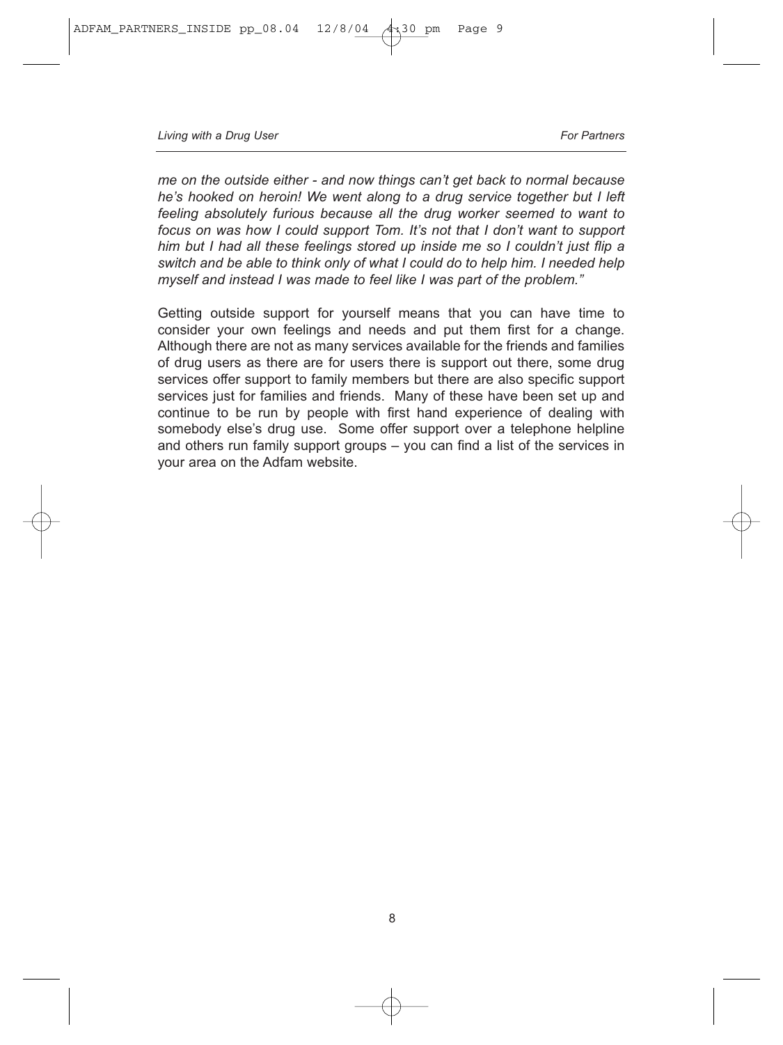*me on the outside either - and now things can't get back to normal because he's hooked on heroin! We went along to a drug service together but I left feeling absolutely furious because all the drug worker seemed to want to focus on was how I could support Tom. It's not that I don't want to support him but I had all these feelings stored up inside me so I couldn't just flip a switch and be able to think only of what I could do to help him. I needed help myself and instead I was made to feel like I was part of the problem."*

Getting outside support for yourself means that you can have time to consider your own feelings and needs and put them first for a change. Although there are not as many services available for the friends and families of drug users as there are for users there is support out there, some drug services offer support to family members but there are also specific support services just for families and friends. Many of these have been set up and continue to be run by people with first hand experience of dealing with somebody else's drug use. Some offer support over a telephone helpline and others run family support groups – you can find a list of the services in your area on the Adfam website.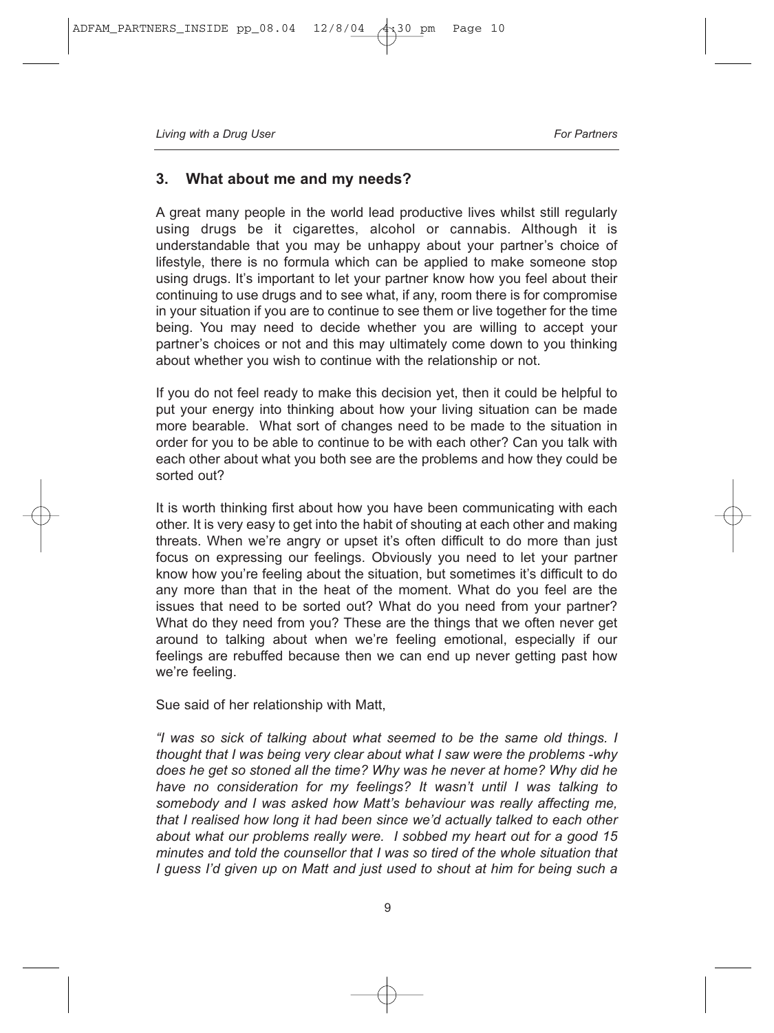## 3. What about me and my needs?

A great many people in the world lead productive lives whilst still regularly using drugs be it cigarettes, alcohol or cannabis. Although it is understandable that you may be unhappy about your partner's choice of lifestyle, there is no formula which can be applied to make someone stop using drugs. It's important to let your partner know how you feel about their continuing to use drugs and to see what, if any, room there is for compromise in your situation if you are to continue to see them or live together for the time being. You may need to decide whether you are willing to accept your partner's choices or not and this may ultimately come down to you thinking about whether you wish to continue with the relationship or not.

If you do not feel ready to make this decision yet, then it could be helpful to put your energy into thinking about how your living situation can be made more bearable. What sort of changes need to be made to the situation in order for you to be able to continue to be with each other? Can you talk with each other about what you both see are the problems and how they could be sorted out?

It is worth thinking first about how you have been communicating with each other. It is very easy to get into the habit of shouting at each other and making threats. When we're angry or upset it's often difficult to do more than just focus on expressing our feelings. Obviously you need to let your partner know how you're feeling about the situation, but sometimes it's difficult to do any more than that in the heat of the moment. What do you feel are the issues that need to be sorted out? What do you need from your partner? What do they need from you? These are the things that we often never get around to talking about when we're feeling emotional, especially if our feelings are rebuffed because then we can end up never getting past how we're feeling.

Sue said of her relationship with Matt,

*"I was so sick of talking about what seemed to be the same old things. I thought that I was being very clear about what I saw were the problems -why does he get so stoned all the time? Why was he never at home? Why did he have no consideration for my feelings? It wasn't until I was talking to somebody and I was asked how Matt's behaviour was really affecting me, that I realised how long it had been since we'd actually talked to each other about what our problems really were. I sobbed my heart out for a good 15 minutes and told the counsellor that I was so tired of the whole situation that I guess I'd given up on Matt and just used to shout at him for being such a*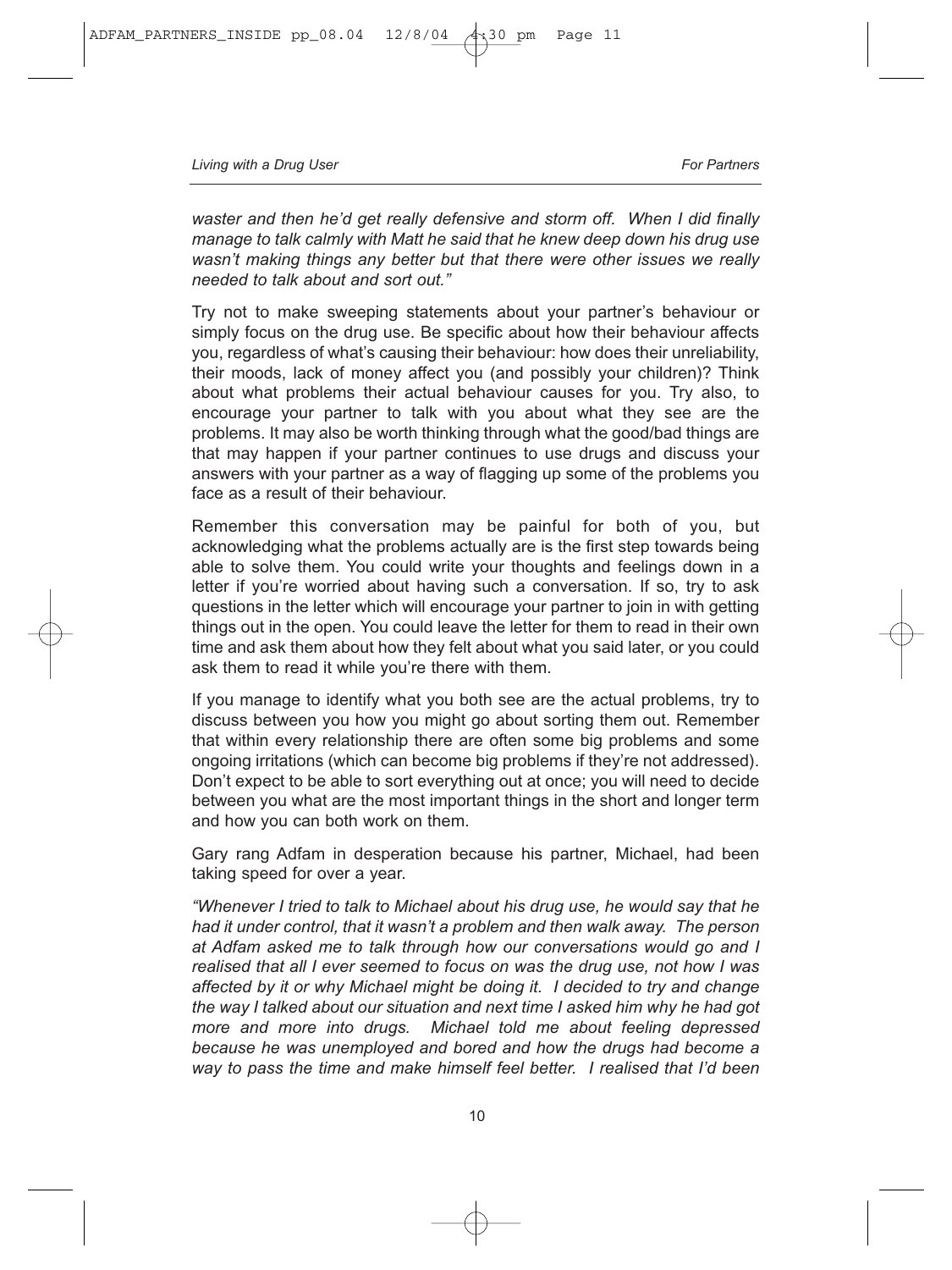*waster and then he'd get really defensive and storm off. When I did finally manage to talk calmly with Matt he said that he knew deep down his drug use wasn't making things any better but that there were other issues we really needed to talk about and sort out."*

Try not to make sweeping statements about your partner's behaviour or simply focus on the drug use. Be specific about how their behaviour affects you, regardless of what's causing their behaviour: how does their unreliability, their moods, lack of money affect you (and possibly your children)? Think about what problems their actual behaviour causes for you. Try also, to encourage your partner to talk with you about what they see are the problems. It may also be worth thinking through what the good/bad things are that may happen if your partner continues to use drugs and discuss your answers with your partner as a way of flagging up some of the problems you face as a result of their behaviour.

Remember this conversation may be painful for both of you, but acknowledging what the problems actually are is the first step towards being able to solve them. You could write your thoughts and feelings down in a letter if you're worried about having such a conversation. If so, try to ask questions in the letter which will encourage your partner to join in with getting things out in the open. You could leave the letter for them to read in their own time and ask them about how they felt about what you said later, or you could ask them to read it while you're there with them.

If you manage to identify what you both see are the actual problems, try to discuss between you how you might go about sorting them out. Remember that within every relationship there are often some big problems and some ongoing irritations (which can become big problems if they're not addressed). Don't expect to be able to sort everything out at once; you will need to decide between you what are the most important things in the short and longer term and how you can both work on them.

Gary rang Adfam in desperation because his partner, Michael, had been taking speed for over a year.

*"Whenever I tried to talk to Michael about his drug use, he would say that he had it under control, that it wasn't a problem and then walk away. The person at Adfam asked me to talk through how our conversations would go and I realised that all I ever seemed to focus on was the drug use, not how I was affected by it or why Michael might be doing it. I decided to try and change the way I talked about our situation and next time I asked him why he had got more and more into drugs. Michael told me about feeling depressed because he was unemployed and bored and how the drugs had become a way to pass the time and make himself feel better. I realised that I'd been*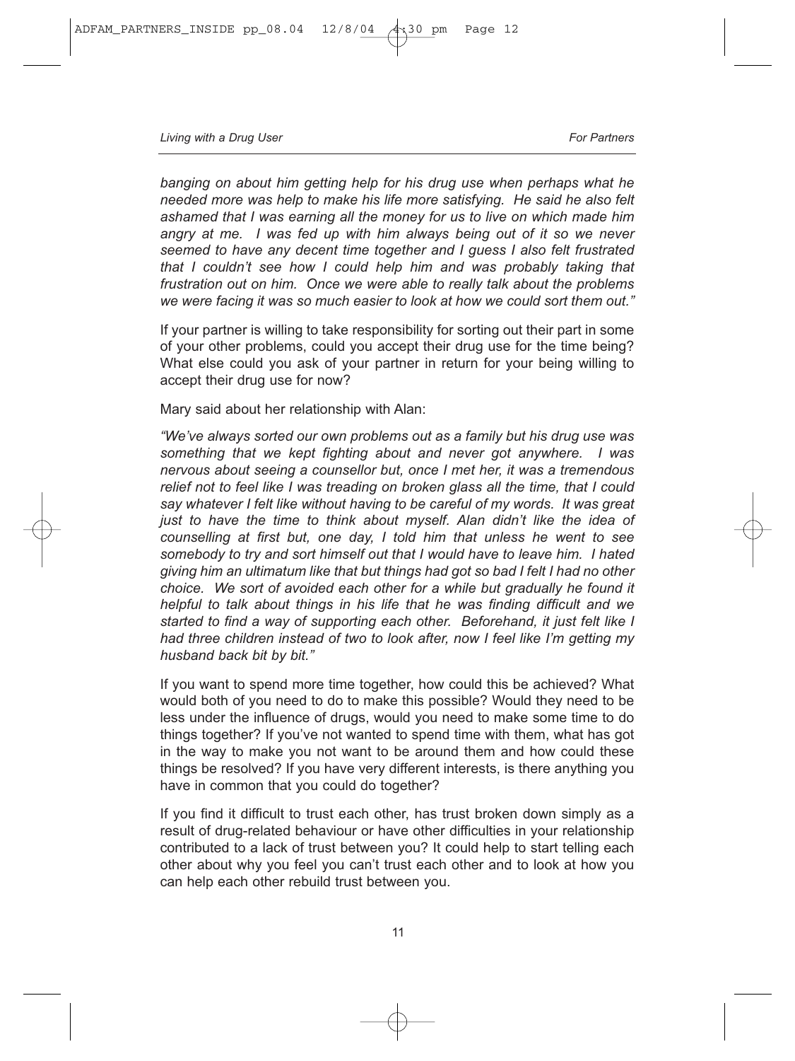*banging on about him getting help for his drug use when perhaps what he needed more was help to make his life more satisfying. He said he also felt ashamed that I was earning all the money for us to live on which made him angry at me. I was fed up with him always being out of it so we never seemed to have any decent time together and I guess I also felt frustrated that I couldn't see how I could help him and was probably taking that frustration out on him. Once we were able to really talk about the problems we were facing it was so much easier to look at how we could sort them out."*

If your partner is willing to take responsibility for sorting out their part in some of your other problems, could you accept their drug use for the time being? What else could you ask of your partner in return for your being willing to accept their drug use for now?

Mary said about her relationship with Alan:

*"We've always sorted our own problems out as a family but his drug use was something that we kept fighting about and never got anywhere. I was nervous about seeing a counsellor but, once I met her, it was a tremendous relief not to feel like I was treading on broken glass all the time, that I could say whatever I felt like without having to be careful of my words. It was great just to have the time to think about myself. Alan didn't like the idea of counselling at first but, one day, I told him that unless he went to see somebody to try and sort himself out that I would have to leave him. I hated giving him an ultimatum like that but things had got so bad I felt I had no other choice. We sort of avoided each other for a while but gradually he found it helpful to talk about things in his life that he was finding difficult and we started to find a way of supporting each other. Beforehand, it just felt like I had three children instead of two to look after, now I feel like I'm getting my husband back bit by bit."*

If you want to spend more time together, how could this be achieved? What would both of you need to do to make this possible? Would they need to be less under the influence of drugs, would you need to make some time to do things together? If you've not wanted to spend time with them, what has got in the way to make you not want to be around them and how could these things be resolved? If you have very different interests, is there anything you have in common that you could do together?

If you find it difficult to trust each other, has trust broken down simply as a result of drug-related behaviour or have other difficulties in your relationship contributed to a lack of trust between you? It could help to start telling each other about why you feel you can't trust each other and to look at how you can help each other rebuild trust between you.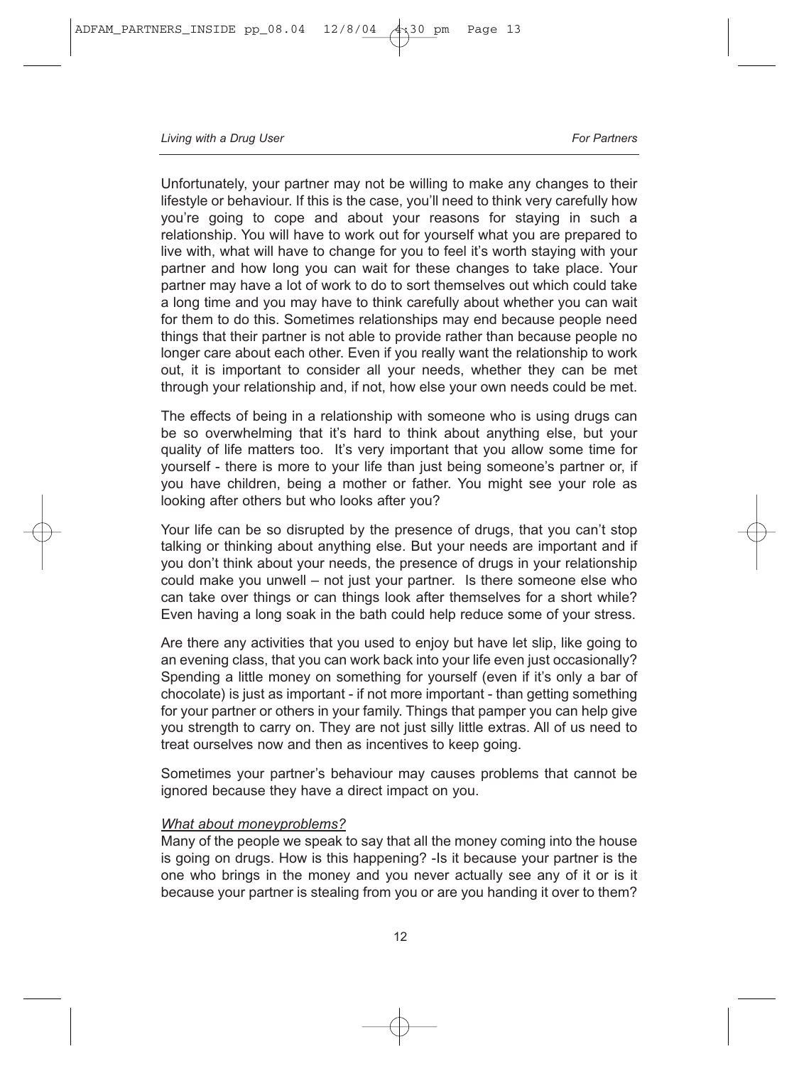Unfortunately, your partner may not be willing to make any changes to their lifestyle or behaviour. If this is the case, you'll need to think very carefully how you're going to cope and about your reasons for staying in such a relationship. You will have to work out for yourself what you are prepared to live with, what will have to change for you to feel it's worth staying with your partner and how long you can wait for these changes to take place. Your partner may have a lot of work to do to sort themselves out which could take a long time and you may have to think carefully about whether you can wait for them to do this. Sometimes relationships may end because people need things that their partner is not able to provide rather than because people no longer care about each other. Even if you really want the relationship to work out, it is important to consider all your needs, whether they can be met through your relationship and, if not, how else your own needs could be met.

The effects of being in a relationship with someone who is using drugs can be so overwhelming that it's hard to think about anything else, but your quality of life matters too. It's very important that you allow some time for yourself - there is more to your life than just being someone's partner or, if you have children, being a mother or father. You might see your role as looking after others but who looks after you?

Your life can be so disrupted by the presence of drugs, that you can't stop talking or thinking about anything else. But your needs are important and if you don't think about your needs, the presence of drugs in your relationship could make you unwell – not just your partner. Is there someone else who can take over things or can things look after themselves for a short while? Even having a long soak in the bath could help reduce some of your stress.

Are there any activities that you used to enjoy but have let slip, like going to an evening class, that you can work back into your life even just occasionally? Spending a little money on something for yourself (even if it's only a bar of chocolate) is just as important - if not more important - than getting something for your partner or others in your family. Things that pamper you can help give you strength to carry on. They are not just silly little extras. All of us need to treat ourselves now and then as incentives to keep going.

Sometimes your partner's behaviour may causes problems that cannot be ignored because they have a direct impact on you.

*What about moneyproblems?*

Many of the people we speak to say that all the money coming into the house is going on drugs. How is this happening? -Is it because your partner is the one who brings in the money and you never actually see any of it or is it because your partner is stealing from you or are you handing it over to them?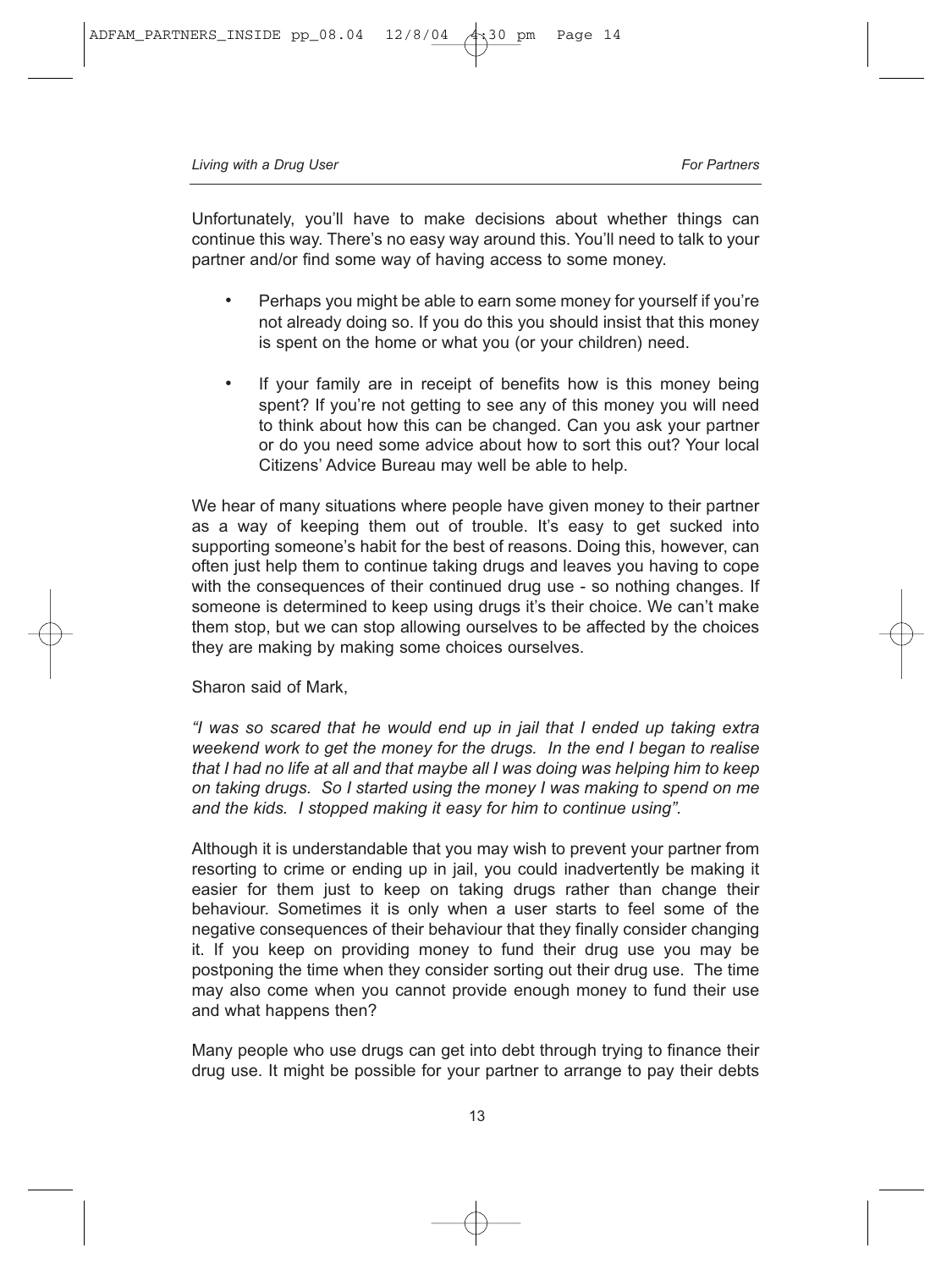Unfortunately, you'll have to make decisions about whether things can continue this way. There's no easy way around this. You'll need to talk to your partner and/or find some way of having access to some money.

- Perhaps you might be able to earn some money for yourself if you're not already doing so. If you do this you should insist that this money is spent on the home or what you (or your children) need.
- If your family are in receipt of benefits how is this money being spent? If you're not getting to see any of this money you will need to think about how this can be changed. Can you ask your partner or do you need some advice about how to sort this out? Your local Citizens' Advice Bureau may well be able to help.

We hear of many situations where people have given money to their partner as a way of keeping them out of trouble. It's easy to get sucked into supporting someone's habit for the best of reasons. Doing this, however, can often just help them to continue taking drugs and leaves you having to cope with the consequences of their continued drug use - so nothing changes. If someone is determined to keep using drugs it's their choice. We can't make them stop, but we can stop allowing ourselves to be affected by the choices they are making by making some choices ourselves.

Sharon said of Mark,

*"I was so scared that he would end up in jail that I ended up taking extra weekend work to get the money for the drugs. In the end I began to realise that I had no life at all and that maybe all I was doing was helping him to keep on taking drugs. So I started using the money I was making to spend on me and the kids. I stopped making it easy for him to continue using".*

Although it is understandable that you may wish to prevent your partner from resorting to crime or ending up in jail, you could inadvertently be making it easier for them just to keep on taking drugs rather than change their behaviour. Sometimes it is only when a user starts to feel some of the negative consequences of their behaviour that they finally consider changing it. If you keep on providing money to fund their drug use you may be postponing the time when they consider sorting out their drug use. The time may also come when you cannot provide enough money to fund their use and what happens then?

Many people who use drugs can get into debt through trying to finance their drug use. It might be possible for your partner to arrange to pay their debts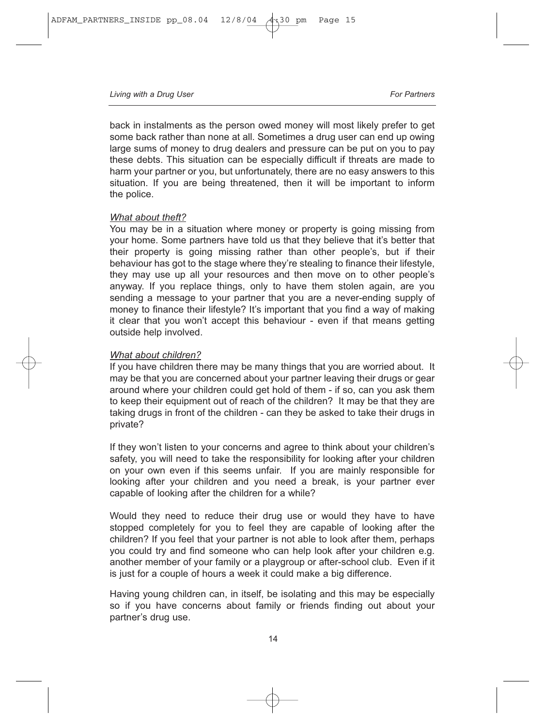back in instalments as the person owed money will most likely prefer to get some back rather than none at all. Sometimes a drug user can end up owing large sums of money to drug dealers and pressure can be put on you to pay these debts. This situation can be especially difficult if threats are made to harm your partner or you, but unfortunately, there are no easy answers to this situation. If you are being threatened, then it will be important to inform the police.

*What about theft?*

You may be in a situation where money or property is going missing from your home. Some partners have told us that they believe that it's better that their property is going missing rather than other people's, but if their behaviour has got to the stage where they're stealing to finance their lifestyle, they may use up all your resources and then move on to other people's anyway. If you replace things, only to have them stolen again, are you sending a message to your partner that you are a never-ending supply of money to finance their lifestyle? It's important that you find a way of making it clear that you won't accept this behaviour - even if that means getting outside help involved.

*What about children?*

If you have children there may be many things that you are worried about. It may be that you are concerned about your partner leaving their drugs or gear around where your children could get hold of them - if so, can you ask them to keep their equipment out of reach of the children? It may be that they are taking drugs in front of the children - can they be asked to take their drugs in private?

If they won't listen to your concerns and agree to think about your children's safety, you will need to take the responsibility for looking after your children on your own even if this seems unfair. If you are mainly responsible for looking after your children and you need a break, is your partner ever capable of looking after the children for a while?

Would they need to reduce their drug use or would they have to have stopped completely for you to feel they are capable of looking after the children? If you feel that your partner is not able to look after them, perhaps you could try and find someone who can help look after your children e.g. another member of your family or a playgroup or after-school club. Even if it is just for a couple of hours a week it could make a big difference.

Having young children can, in itself, be isolating and this may be especially so if you have concerns about family or friends finding out about your partner's drug use.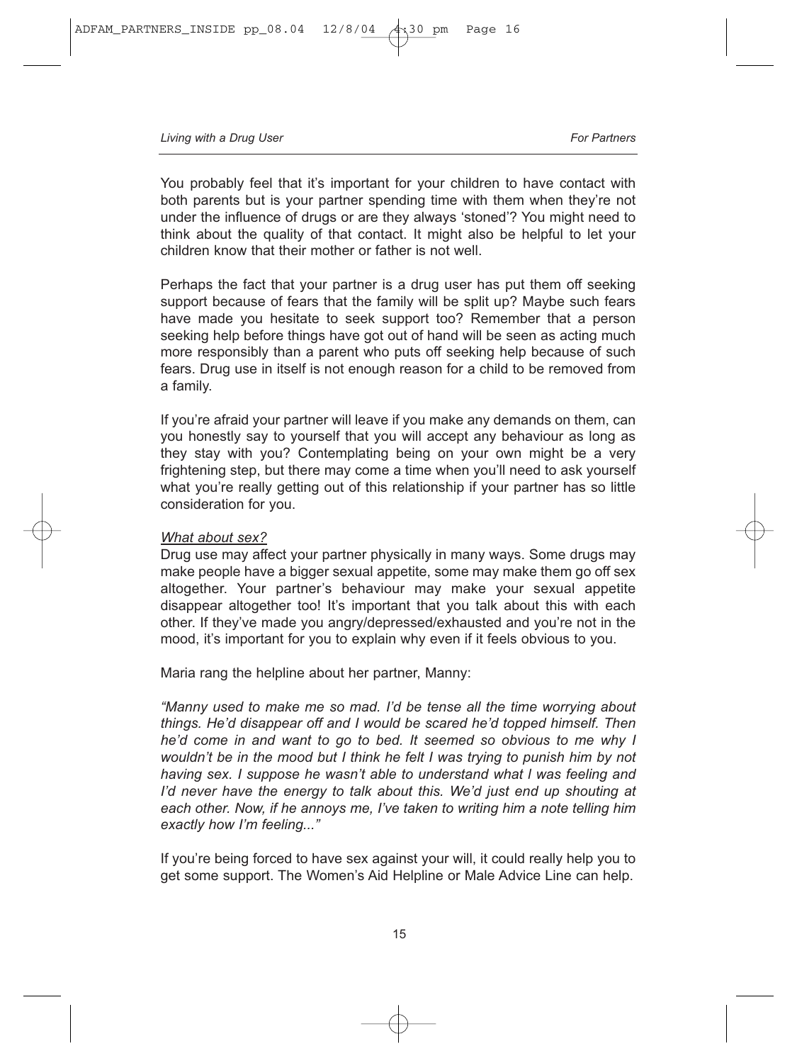You probably feel that it's important for your children to have contact with both parents but is your partner spending time with them when they're not under the influence of drugs or are they always 'stoned'? You might need to think about the quality of that contact. It might also be helpful to let your children know that their mother or father is not well.

Perhaps the fact that your partner is a drug user has put them off seeking support because of fears that the family will be split up? Maybe such fears have made you hesitate to seek support too? Remember that a person seeking help before things have got out of hand will be seen as acting much more responsibly than a parent who puts off seeking help because of such fears. Drug use in itself is not enough reason for a child to be removed from a family.

If you're afraid your partner will leave if you make any demands on them, can you honestly say to yourself that you will accept any behaviour as long as they stay with you? Contemplating being on your own might be a very frightening step, but there may come a time when you'll need to ask yourself what you're really getting out of this relationship if your partner has so little consideration for you.

*What about sex?*

Drug use may affect your partner physically in many ways. Some drugs may make people have a bigger sexual appetite, some may make them go off sex altogether. Your partner's behaviour may make your sexual appetite disappear altogether too! It's important that you talk about this with each other. If they've made you angry/depressed/exhausted and you're not in the mood, it's important for you to explain why even if it feels obvious to you.

Maria rang the helpline about her partner, Manny:

*"Manny used to make me so mad. I'd be tense all the time worrying about things. He'd disappear off and I would be scared he'd topped himself. Then he'd come in and want to go to bed. It seemed so obvious to me why I wouldn't be in the mood but I think he felt I was trying to punish him by not having sex. I suppose he wasn't able to understand what I was feeling and I'd never have the energy to talk about this. We'd just end up shouting at each other. Now, if he annoys me, I've taken to writing him a note telling him exactly how I'm feeling..."*

If you're being forced to have sex against your will, it could really help you to get some support. The Women's Aid Helpline or Male Advice Line can help.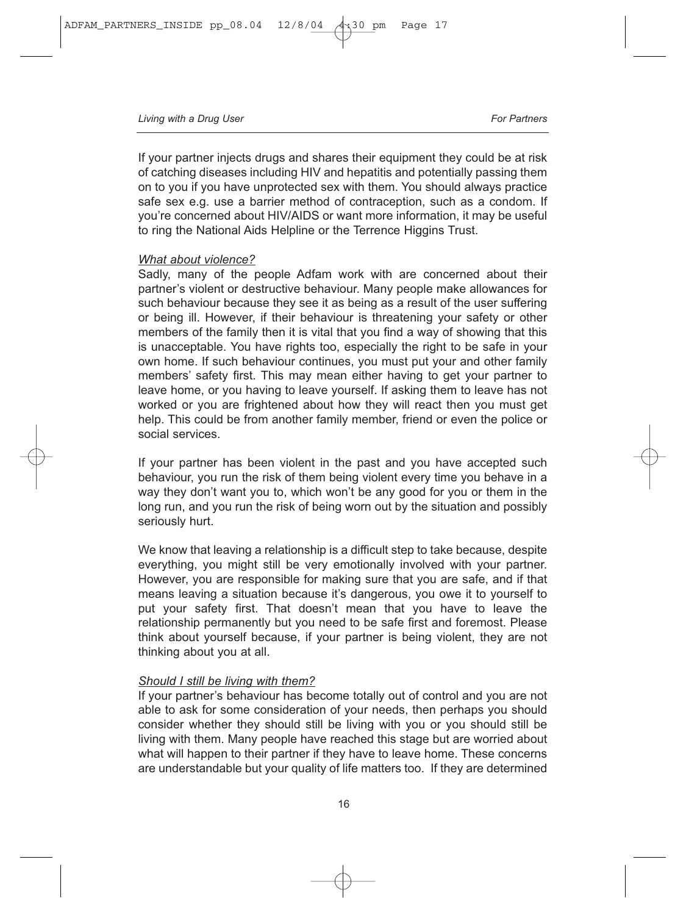If your partner injects drugs and shares their equipment they could be at risk of catching diseases including HIV and hepatitis and potentially passing them on to you if you have unprotected sex with them. You should always practice safe sex e.g. use a barrier method of contraception, such as a condom. If you're concerned about HIV/AIDS or want more information, it may be useful to ring the National Aids Helpline or the Terrence Higgins Trust.

### *What about violence?*

Sadly, many of the people Adfam work with are concerned about their partner's violent or destructive behaviour. Many people make allowances for such behaviour because they see it as being as a result of the user suffering or being ill. However, if their behaviour is threatening your safety or other members of the family then it is vital that you find a way of showing that this is unacceptable. You have rights too, especially the right to be safe in your own home. If such behaviour continues, you must put your and other family members' safety first. This may mean either having to get your partner to leave home, or you having to leave yourself. If asking them to leave has not worked or you are frightened about how they will react then you must get help. This could be from another family member, friend or even the police or social services.

If your partner has been violent in the past and you have accepted such behaviour, you run the risk of them being violent every time you behave in a way they don't want you to, which won't be any good for you or them in the long run, and you run the risk of being worn out by the situation and possibly seriously hurt.

We know that leaving a relationship is a difficult step to take because, despite everything, you might still be very emotionally involved with your partner. However, you are responsible for making sure that you are safe, and if that means leaving a situation because it's dangerous, you owe it to yourself to put your safety first. That doesn't mean that you have to leave the relationship permanently but you need to be safe first and foremost. Please think about yourself because, if your partner is being violent, they are not thinking about you at all.

### *Should I still be living with them?*

If your partner's behaviour has become totally out of control and you are not able to ask for some consideration of your needs, then perhaps you should consider whether they should still be living with you or you should still be living with them. Many people have reached this stage but are worried about what will happen to their partner if they have to leave home. These concerns are understandable but your quality of life matters too. If they are determined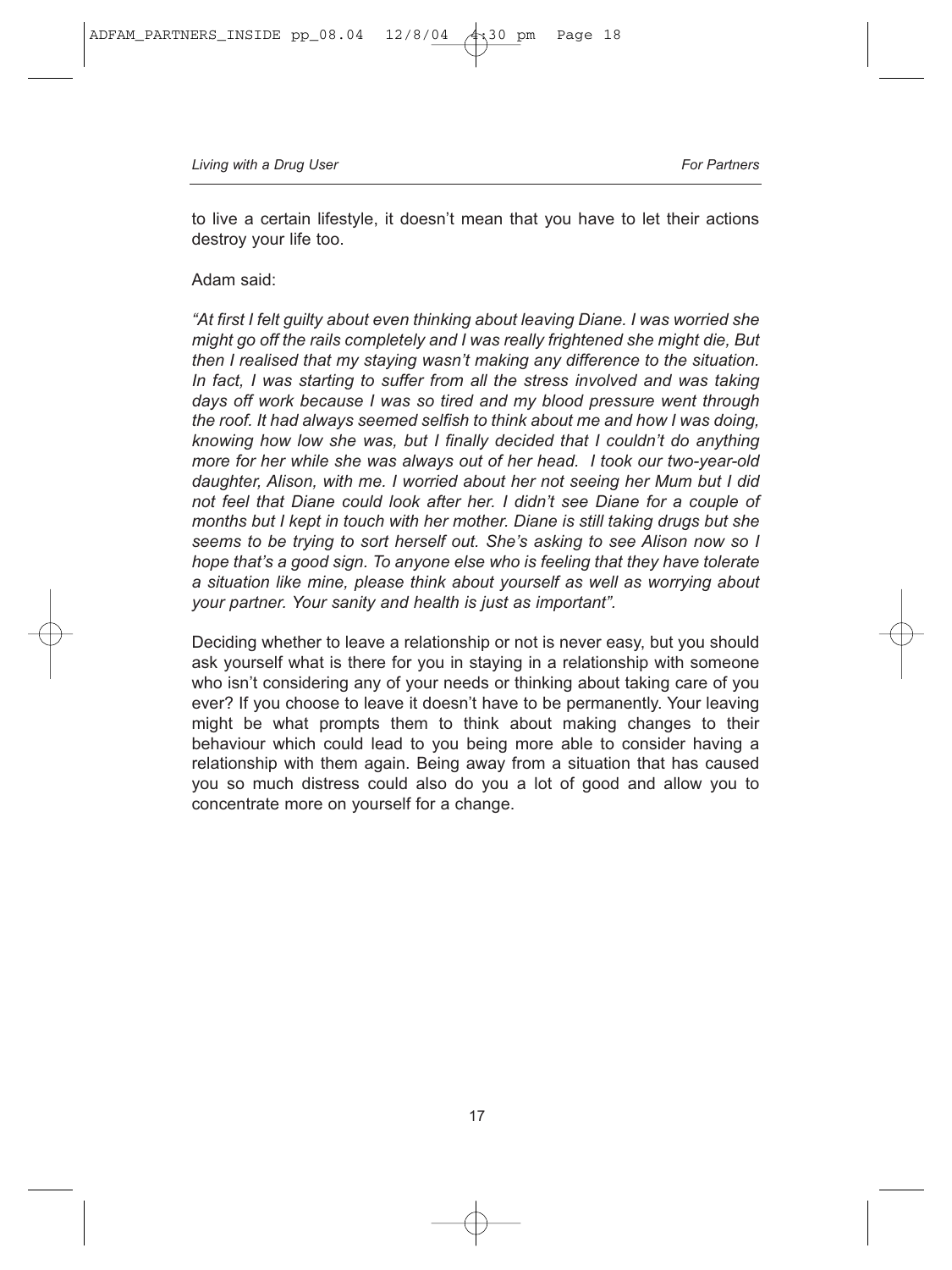to live a certain lifestyle, it doesn't mean that you have to let their actions destroy your life too.

Adam said:

*"At first I felt guilty about even thinking about leaving Diane. I was worried she might go off the rails completely and I was really frightened she might die, But then I realised that my staying wasn't making any difference to the situation. In fact, I was starting to suffer from all the stress involved and was taking days off work because I was so tired and my blood pressure went through the roof. It had always seemed selfish to think about me and how I was doing, knowing how low she was, but I finally decided that I couldn't do anything more for her while she was always out of her head. I took our two-year-old daughter, Alison, with me. I worried about her not seeing her Mum but I did not feel that Diane could look after her. I didn't see Diane for a couple of months but I kept in touch with her mother. Diane is still taking drugs but she seems to be trying to sort herself out. She's asking to see Alison now so I hope that's a good sign. To anyone else who is feeling that they have tolerate a situation like mine, please think about yourself as well as worrying about your partner. Your sanity and health is just as important".*

Deciding whether to leave a relationship or not is never easy, but you should ask yourself what is there for you in staying in a relationship with someone who isn't considering any of your needs or thinking about taking care of you ever? If you choose to leave it doesn't have to be permanently. Your leaving might be what prompts them to think about making changes to their behaviour which could lead to you being more able to consider having a relationship with them again. Being away from a situation that has caused you so much distress could also do you a lot of good and allow you to concentrate more on yourself for a change.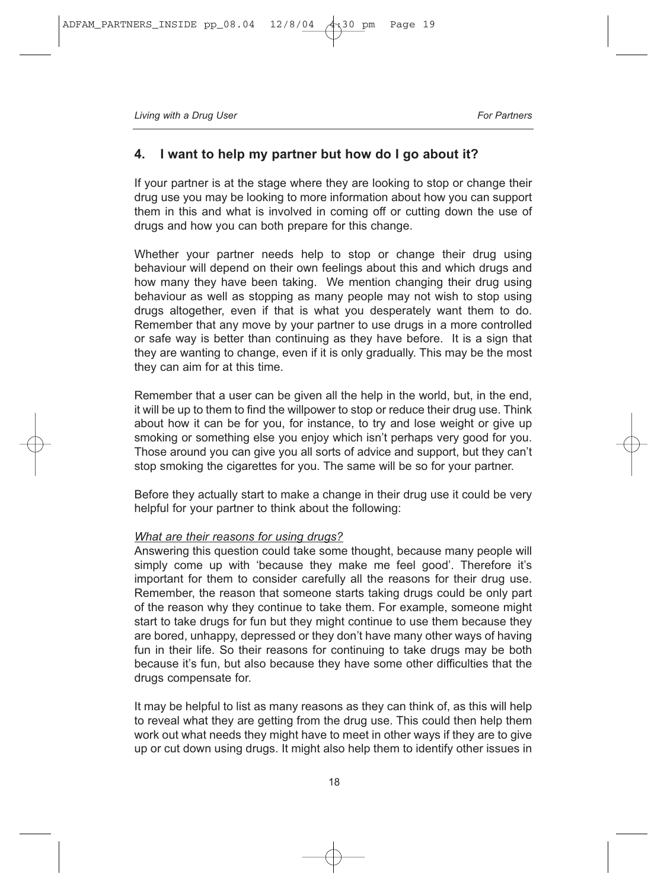## 4. I want to help my partner but how do I go about it?

If your partner is at the stage where they are looking to stop or change their drug use you may be looking to more information about how you can support them in this and what is involved in coming off or cutting down the use of drugs and how you can both prepare for this change.

Whether your partner needs help to stop or change their drug using behaviour will depend on their own feelings about this and which drugs and how many they have been taking. We mention changing their drug using behaviour as well as stopping as many people may not wish to stop using drugs altogether, even if that is what you desperately want them to do. Remember that any move by your partner to use drugs in a more controlled or safe way is better than continuing as they have before. It is a sign that they are wanting to change, even if it is only gradually. This may be the most they can aim for at this time.

Remember that a user can be given all the help in the world, but, in the end, it will be up to them to find the willpower to stop or reduce their drug use. Think about how it can be for you, for instance, to try and lose weight or give up smoking or something else you enjoy which isn't perhaps very good for you. Those around you can give you all sorts of advice and support, but they can't stop smoking the cigarettes for you. The same will be so for your partner.

Before they actually start to make a change in their drug use it could be very helpful for your partner to think about the following:

*<u>What are their reasons for using drugs?</u>*

Answering this question could take some thought, because many people will simply come up with 'because they make me feel good'. Therefore it's important for them to consider carefully all the reasons for their drug use. Remember, the reason that someone starts taking drugs could be only part of the reason why they continue to take them. For example, someone might start to take drugs for fun but they might continue to use them because they are bored, unhappy, depressed or they don't have many other ways of having fun in their life. So their reasons for continuing to take drugs may be both because it's fun, but also because they have some other difficulties that the drugs compensate for.

It may be helpful to list as many reasons as they can think of, as this will help to reveal what they are getting from the drug use. This could then help them work out what needs they might have to meet in other ways if they are to give up or cut down using drugs. It might also help them to identify other issues in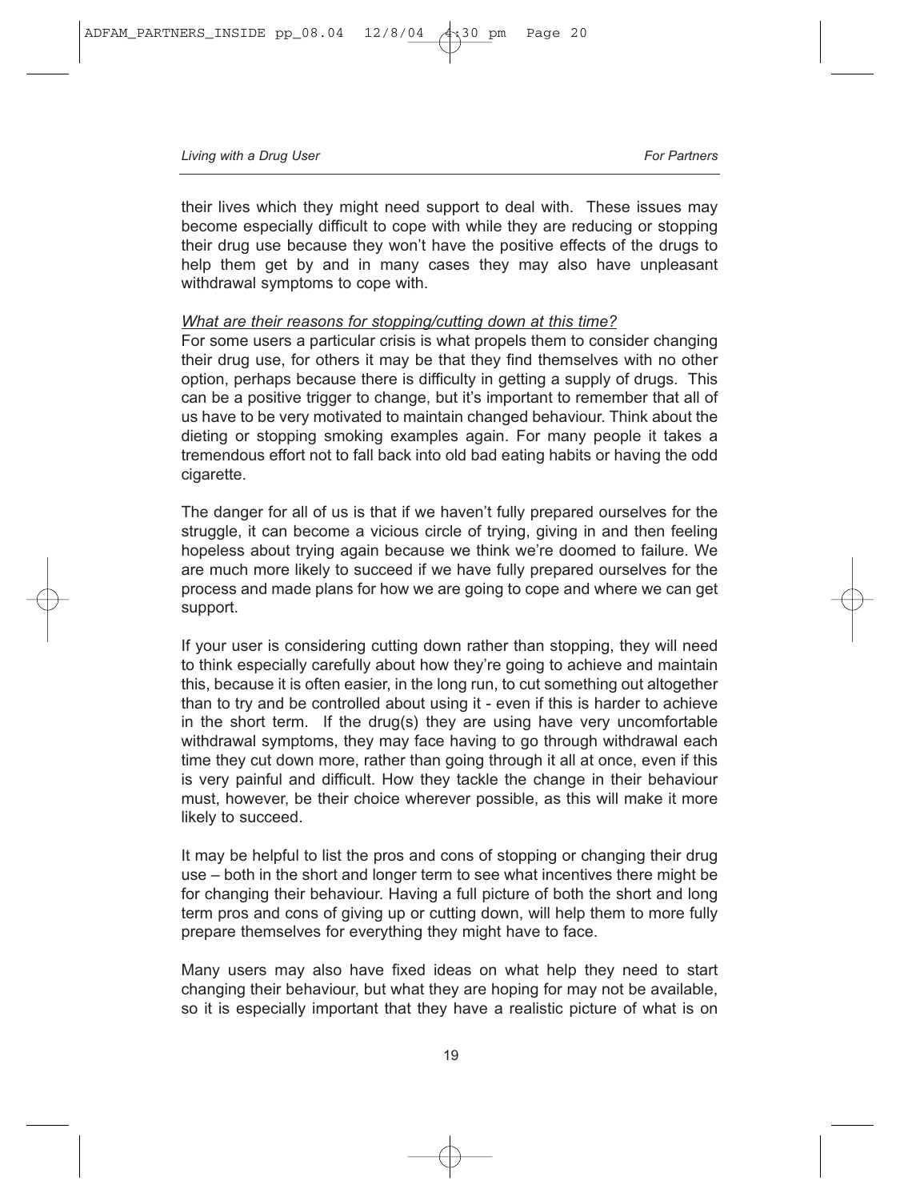their lives which they might need support to deal with. These issues may become especially difficult to cope with while they are reducing or stopping their drug use because they won't have the positive effects of the drugs to help them get by and in many cases they may also have unpleasant withdrawal symptoms to cope with.

*What are their reasons for stopping/cutting down at this time?*

For some users a particular crisis is what propels them to consider changing their drug use, for others it may be that they find themselves with no other option, perhaps because there is difficulty in getting a supply of drugs. This can be a positive trigger to change, but it's important to remember that all of us have to be very motivated to maintain changed behaviour. Think about the dieting or stopping smoking examples again. For many people it takes a tremendous effort not to fall back into old bad eating habits or having the odd cigarette.

The danger for all of us is that if we haven't fully prepared ourselves for the struggle, it can become a vicious circle of trying, giving in and then feeling hopeless about trying again because we think we're doomed to failure. We are much more likely to succeed if we have fully prepared ourselves for the process and made plans for how we are going to cope and where we can get support.

If your user is considering cutting down rather than stopping, they will need to think especially carefully about how they're going to achieve and maintain this, because it is often easier, in the long run, to cut something out altogether than to try and be controlled about using it - even if this is harder to achieve in the short term. If the drug(s) they are using have very uncomfortable withdrawal symptoms, they may face having to go through withdrawal each time they cut down more, rather than going through it all at once, even if this is very painful and difficult. How they tackle the change in their behaviour must, however, be their choice wherever possible, as this will make it more likely to succeed.

It may be helpful to list the pros and cons of stopping or changing their drug use – both in the short and longer term to see what incentives there might be for changing their behaviour. Having a full picture of both the short and long term pros and cons of giving up or cutting down, will help them to more fully prepare themselves for everything they might have to face.

Many users may also have fixed ideas on what help they need to start changing their behaviour, but what they are hoping for may not be available, so it is especially important that they have a realistic picture of what is on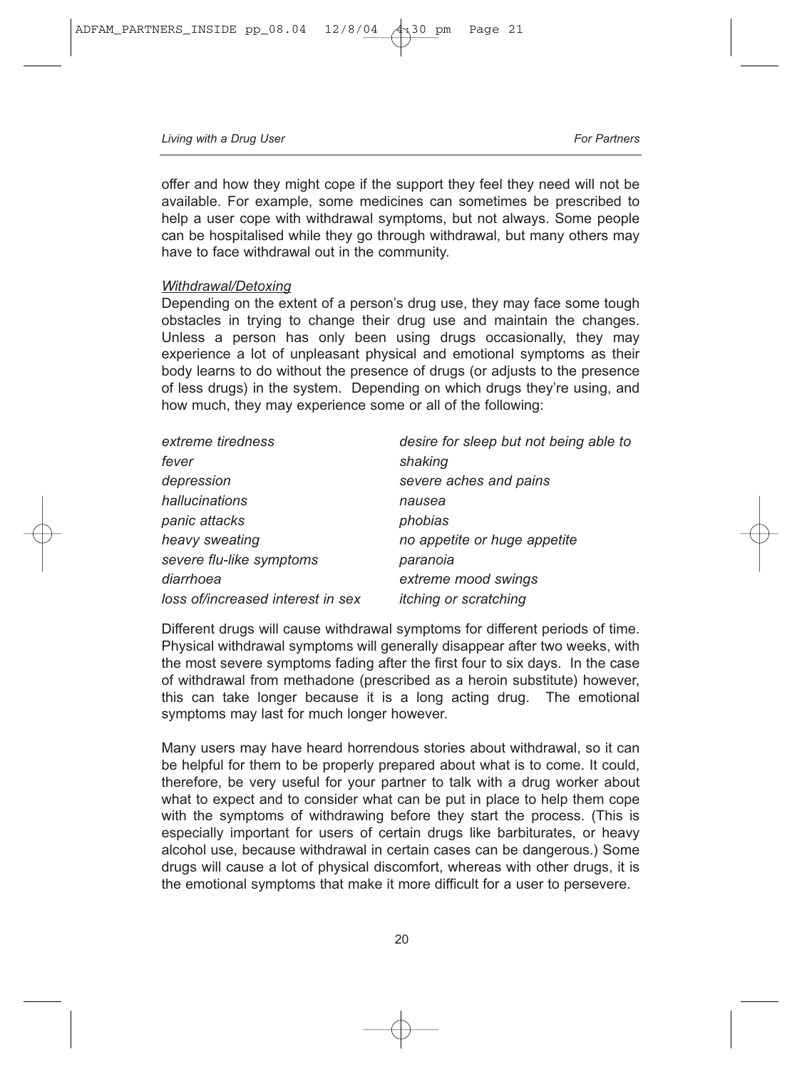offer and how they might cope if the support they feel they need will not be available. For example, some medicines can sometimes be prescribed to help a user cope with withdrawal symptoms, but not always. Some people can be hospitalised while they go through withdrawal, but many others may have to face withdrawal out in the community.

### *Withdrawal/Detoxing*

Depending on the extent of a person's drug use, they may face some tough obstacles in trying to change their drug use and maintain the changes. Unless a person has only been using drugs occasionally, they may experience a lot of unpleasant physical and emotional symptoms as their body learns to do without the presence of drugs (or adjusts to the presence of less drugs) in the system. Depending on which drugs they're using, and how much, they may experience some or all of the following:

| | |
|---|---|
| *extreme tiredness* | *desire for sleep but not being able to* |
| *fever* | *shaking* |
| *depression* | *severe aches and pains* |
| *hallucinations* | *nausea* |
| *panic attacks* | *phobias* |
| *heavy sweating* | *no appetite or huge appetite* |
| *severe flu-like symptoms* | *paranoia* |
| *diarrhoea* | *extreme mood swings* |
| *loss of/increased interest in sex* | *itching or scratching* |

Different drugs will cause withdrawal symptoms for different periods of time. Physical withdrawal symptoms will generally disappear after two weeks, with the most severe symptoms fading after the first four to six days. In the case of withdrawal from methadone (prescribed as a heroin substitute) however, this can take longer because it is a long acting drug. The emotional symptoms may last for much longer however.

Many users may have heard horrendous stories about withdrawal, so it can be helpful for them to be properly prepared about what is to come. It could, therefore, be very useful for your partner to talk with a drug worker about what to expect and to consider what can be put in place to help them cope with the symptoms of withdrawing before they start the process. (This is especially important for users of certain drugs like barbiturates, or heavy alcohol use, because withdrawal in certain cases can be dangerous.) Some drugs will cause a lot of physical discomfort, whereas with other drugs, it is the emotional symptoms that make it more difficult for a user to persevere.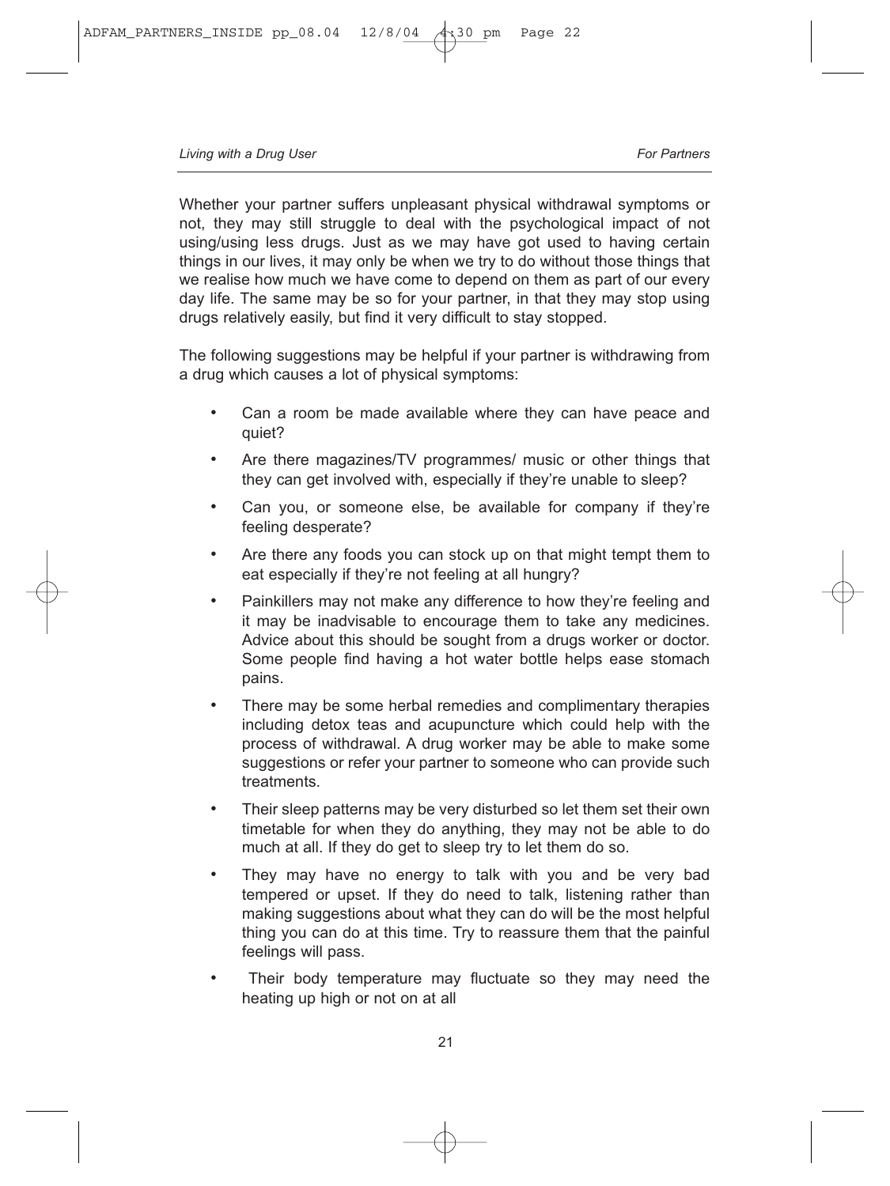Whether your partner suffers unpleasant physical withdrawal symptoms or not, they may still struggle to deal with the psychological impact of not using/using less drugs. Just as we may have got used to having certain things in our lives, it may only be when we try to do without those things that we realise how much we have come to depend on them as part of our every day life. The same may be so for your partner, in that they may stop using drugs relatively easily, but find it very difficult to stay stopped.

The following suggestions may be helpful if your partner is withdrawing from a drug which causes a lot of physical symptoms:

- Can a room be made available where they can have peace and quiet?
- Are there magazines/TV programmes/ music or other things that they can get involved with, especially if they're unable to sleep?
- Can you, or someone else, be available for company if they're feeling desperate?
- Are there any foods you can stock up on that might tempt them to eat especially if they're not feeling at all hungry?
- Painkillers may not make any difference to how they're feeling and it may be inadvisable to encourage them to take any medicines. Advice about this should be sought from a drugs worker or doctor. Some people find having a hot water bottle helps ease stomach pains.
- There may be some herbal remedies and complimentary therapies including detox teas and acupuncture which could help with the process of withdrawal. A drug worker may be able to make some suggestions or refer your partner to someone who can provide such treatments.
- Their sleep patterns may be very disturbed so let them set their own timetable for when they do anything, they may not be able to do much at all. If they do get to sleep try to let them do so.
- They may have no energy to talk with you and be very bad tempered or upset. If they do need to talk, listening rather than making suggestions about what they can do will be the most helpful thing you can do at this time. Try to reassure them that the painful feelings will pass.
- Their body temperature may fluctuate so they may need the heating up high or not on at all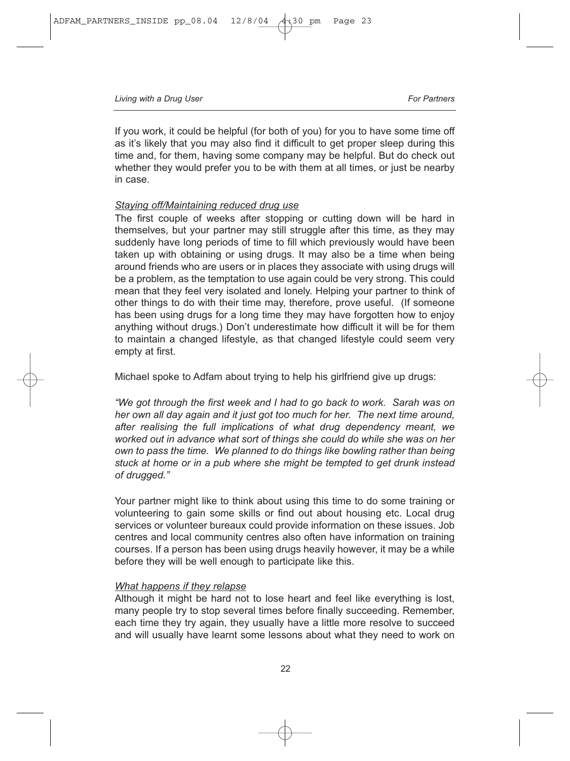If you work, it could be helpful (for both of you) for you to have some time off as it's likely that you may also find it difficult to get proper sleep during this time and, for them, having some company may be helpful. But do check out whether they would prefer you to be with them at all times, or just be nearby in case.

### *Staying off/Maintaining reduced drug use*

The first couple of weeks after stopping or cutting down will be hard in themselves, but your partner may still struggle after this time, as they may suddenly have long periods of time to fill which previously would have been taken up with obtaining or using drugs. It may also be a time when being around friends who are users or in places they associate with using drugs will be a problem, as the temptation to use again could be very strong. This could mean that they feel very isolated and lonely. Helping your partner to think of other things to do with their time may, therefore, prove useful. (If someone has been using drugs for a long time they may have forgotten how to enjoy anything without drugs.) Don't underestimate how difficult it will be for them to maintain a changed lifestyle, as that changed lifestyle could seem very empty at first.

Michael spoke to Adfam about trying to help his girlfriend give up drugs:

*"We got through the first week and I had to go back to work. Sarah was on her own all day again and it just got too much for her. The next time around, after realising the full implications of what drug dependency meant, we worked out in advance what sort of things she could do while she was on her own to pass the time. We planned to do things like bowling rather than being stuck at home or in a pub where she might be tempted to get drunk instead of drugged."*

Your partner might like to think about using this time to do some training or volunteering to gain some skills or find out about housing etc. Local drug services or volunteer bureaux could provide information on these issues. Job centres and local community centres also often have information on training courses. If a person has been using drugs heavily however, it may be a while before they will be well enough to participate like this.

### *What happens if they relapse*

Although it might be hard not to lose heart and feel like everything is lost, many people try to stop several times before finally succeeding. Remember, each time they try again, they usually have a little more resolve to succeed and will usually have learnt some lessons about what they need to work on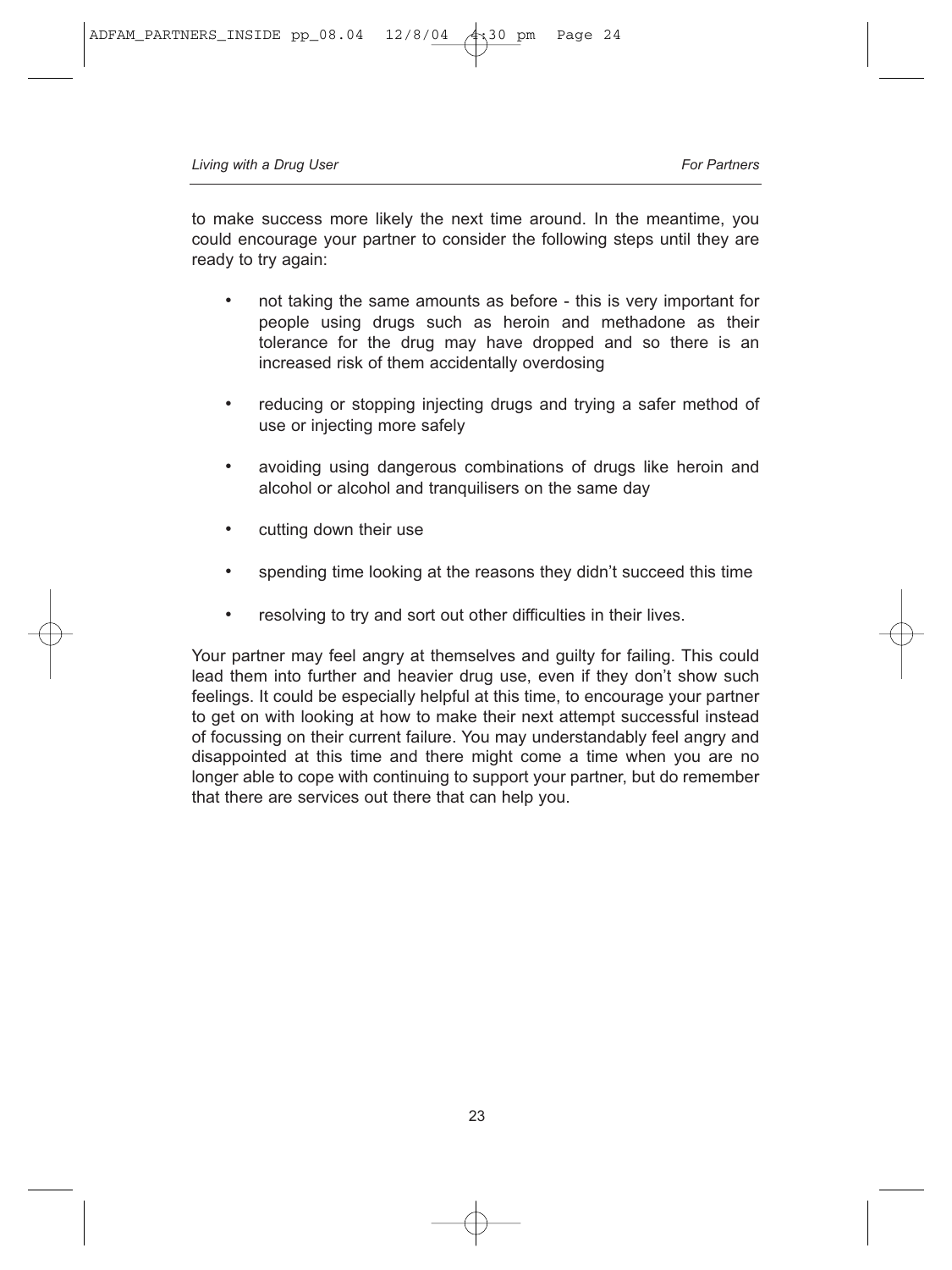to make success more likely the next time around. In the meantime, you could encourage your partner to consider the following steps until they are ready to try again:

- not taking the same amounts as before - this is very important for people using drugs such as heroin and methadone as their tolerance for the drug may have dropped and so there is an increased risk of them accidentally overdosing
- reducing or stopping injecting drugs and trying a safer method of use or injecting more safely
- avoiding using dangerous combinations of drugs like heroin and alcohol or alcohol and tranquilisers on the same day
- cutting down their use
- spending time looking at the reasons they didn't succeed this time
- resolving to try and sort out other difficulties in their lives.

Your partner may feel angry at themselves and guilty for failing. This could lead them into further and heavier drug use, even if they don't show such feelings. It could be especially helpful at this time, to encourage your partner to get on with looking at how to make their next attempt successful instead of focussing on their current failure. You may understandably feel angry and disappointed at this time and there might come a time when you are no longer able to cope with continuing to support your partner, but do remember that there are services out there that can help you.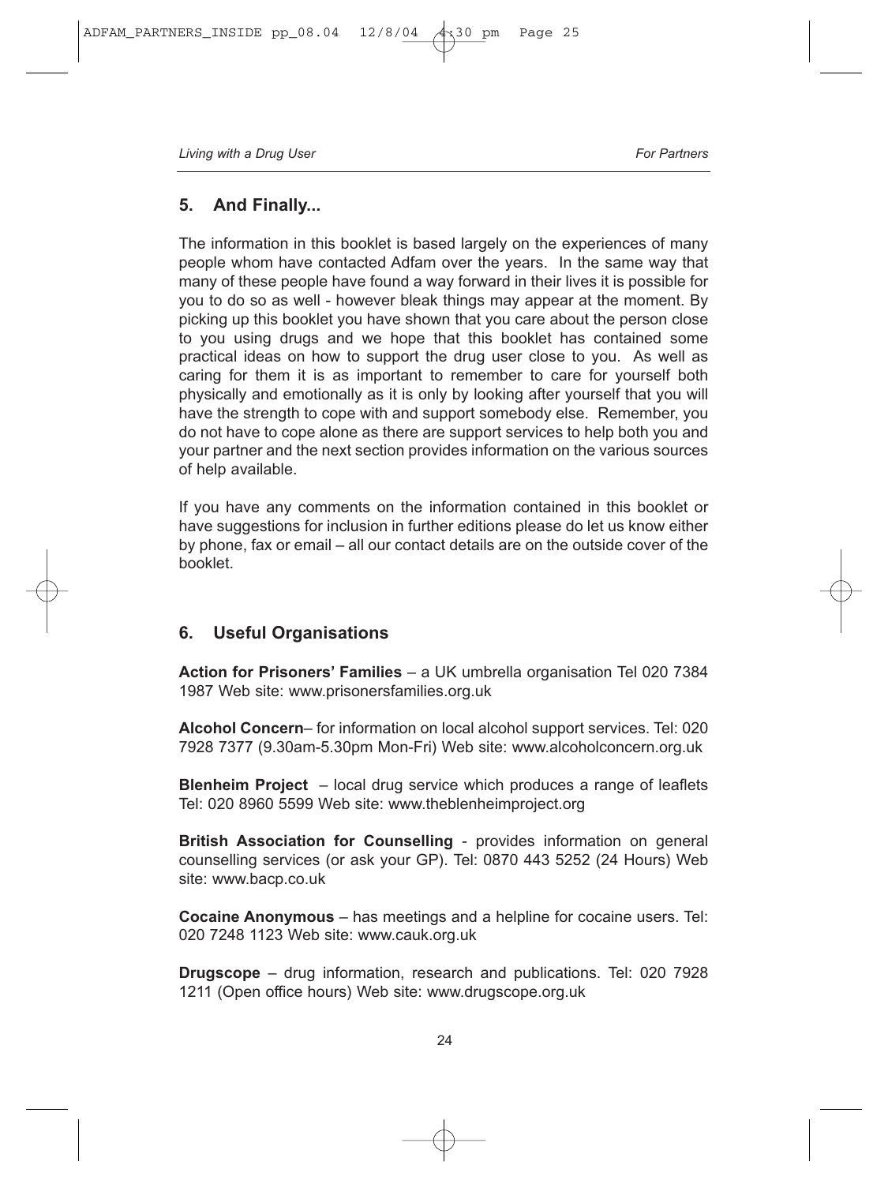## 5. And Finally...

The information in this booklet is based largely on the experiences of many people whom have contacted Adfam over the years. In the same way that many of these people have found a way forward in their lives it is possible for you to do so as well - however bleak things may appear at the moment. By picking up this booklet you have shown that you care about the person close to you using drugs and we hope that this booklet has contained some practical ideas on how to support the drug user close to you. As well as caring for them it is as important to remember to care for yourself both physically and emotionally as it is only by looking after yourself that you will have the strength to cope with and support somebody else. Remember, you do not have to cope alone as there are support services to help both you and your partner and the next section provides information on the various sources of help available.

If you have any comments on the information contained in this booklet or have suggestions for inclusion in further editions please do let us know either by phone, fax or email – all our contact details are on the outside cover of the booklet.

## 6. Useful Organisations

**Action for Prisoners' Families** – a UK umbrella organisation Tel 020 7384 1987 Web site: www.prisonersfamilies.org.uk

**Alcohol Concern**– for information on local alcohol support services. Tel: 020 7928 7377 (9.30am-5.30pm Mon-Fri) Web site: www.alcoholconcern.org.uk

**Blenheim Project** – local drug service which produces a range of leaflets Tel: 020 8960 5599 Web site: www.theblenheimproject.org

**British Association for Counselling** - provides information on general counselling services (or ask your GP). Tel: 0870 443 5252 (24 Hours) Web site: www.bacp.co.uk

**Cocaine Anonymous** – has meetings and a helpline for cocaine users. Tel: 020 7248 1123 Web site: www.cauk.org.uk

**Drugscope** – drug information, research and publications. Tel: 020 7928 1211 (Open office hours) Web site: www.drugscope.org.uk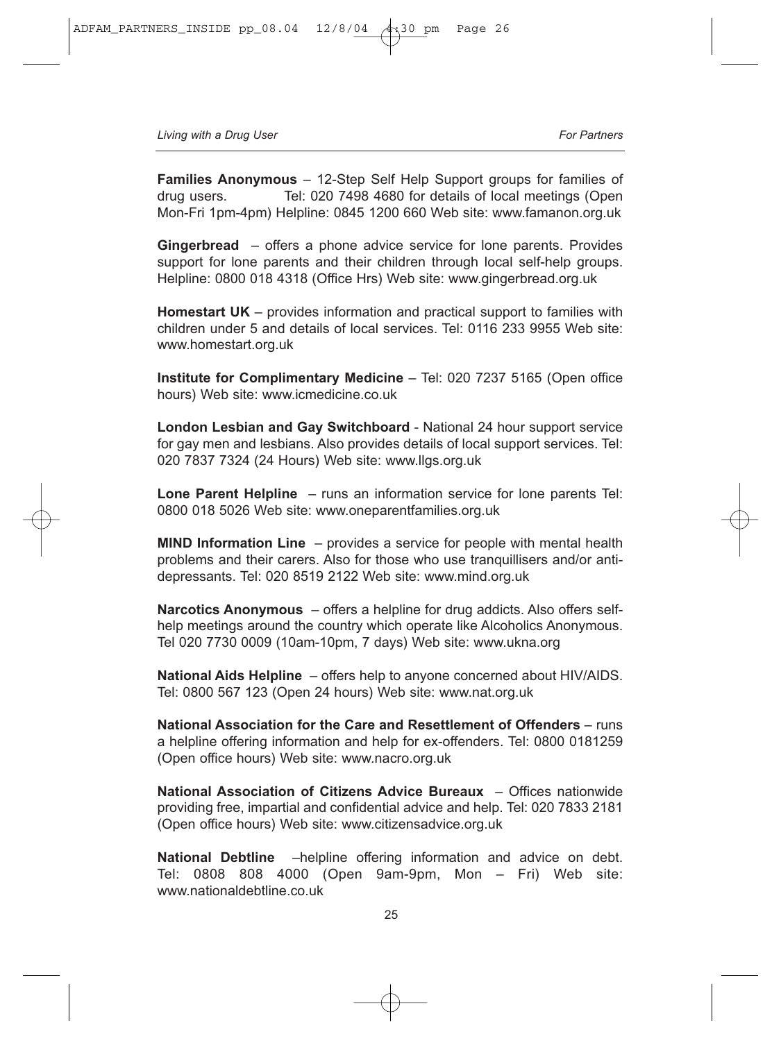**Families Anonymous** – 12-Step Self Help Support groups for families of drug users. Tel: 020 7498 4680 for details of local meetings (Open Mon-Fri 1pm-4pm) Helpline: 0845 1200 660 Web site: www.famanon.org.uk

**Gingerbread** – offers a phone advice service for lone parents. Provides support for lone parents and their children through local self-help groups. Helpline: 0800 018 4318 (Office Hrs) Web site: www.gingerbread.org.uk

**Homestart UK** – provides information and practical support to families with children under 5 and details of local services. Tel: 0116 233 9955 Web site: www.homestart.org.uk

**Institute for Complimentary Medicine** – Tel: 020 7237 5165 (Open office hours) Web site: www.icmedicine.co.uk

**London Lesbian and Gay Switchboard** - National 24 hour support service for gay men and lesbians. Also provides details of local support services. Tel: 020 7837 7324 (24 Hours) Web site: www.llgs.org.uk

**Lone Parent Helpline** – runs an information service for lone parents Tel: 0800 018 5026 Web site: www.oneparentfamilies.org.uk

**MIND Information Line** – provides a service for people with mental health problems and their carers. Also for those who use tranquillisers and/or anti-depressants. Tel: 020 8519 2122 Web site: www.mind.org.uk

**Narcotics Anonymous** – offers a helpline for drug addicts. Also offers self-help meetings around the country which operate like Alcoholics Anonymous. Tel 020 7730 0009 (10am-10pm, 7 days) Web site: www.ukna.org

**National Aids Helpline** – offers help to anyone concerned about HIV/AIDS. Tel: 0800 567 123 (Open 24 hours) Web site: www.nat.org.uk

**National Association for the Care and Resettlement of Offenders** – runs a helpline offering information and help for ex-offenders. Tel: 0800 0181259 (Open office hours) Web site: www.nacro.org.uk

**National Association of Citizens Advice Bureaux** – Offices nationwide providing free, impartial and confidential advice and help. Tel: 020 7833 2181 (Open office hours) Web site: www.citizensadvice.org.uk

**National Debtline** –helpline offering information and advice on debt. Tel: 0808 808 4000 (Open 9am-9pm, Mon – Fri) Web site: www.nationaldebtline.co.uk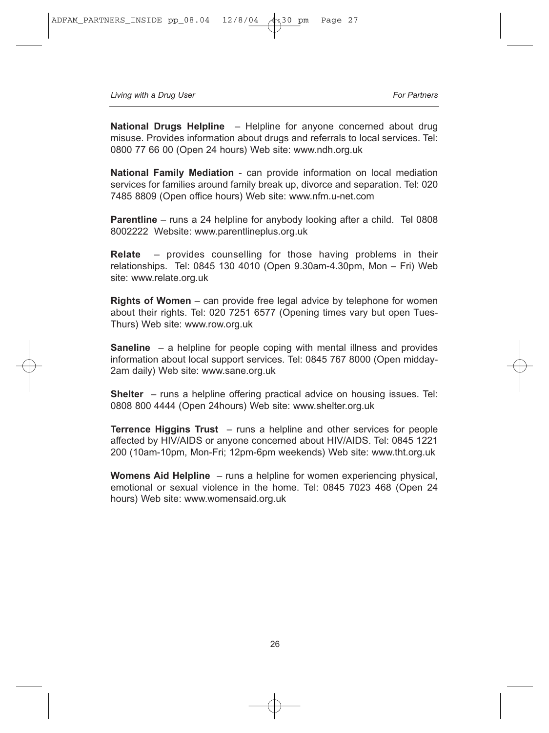**National Drugs Helpline** – Helpline for anyone concerned about drug misuse. Provides information about drugs and referrals to local services. Tel: 0800 77 66 00 (Open 24 hours) Web site: www.ndh.org.uk

**National Family Mediation** - can provide information on local mediation services for families around family break up, divorce and separation. Tel: 020 7485 8809 (Open office hours) Web site: www.nfm.u-net.com

**Parentline** – runs a 24 helpline for anybody looking after a child. Tel 0808 8002222 Website: www.parentlineplus.org.uk

**Relate** – provides counselling for those having problems in their relationships. Tel: 0845 130 4010 (Open 9.30am-4.30pm, Mon – Fri) Web site: www.relate.org.uk

**Rights of Women** – can provide free legal advice by telephone for women about their rights. Tel: 020 7251 6577 (Opening times vary but open Tues-Thurs) Web site: www.row.org.uk

**Saneline** – a helpline for people coping with mental illness and provides information about local support services. Tel: 0845 767 8000 (Open midday-2am daily) Web site: www.sane.org.uk

**Shelter** – runs a helpline offering practical advice on housing issues. Tel: 0808 800 4444 (Open 24hours) Web site: www.shelter.org.uk

**Terrence Higgins Trust** – runs a helpline and other services for people affected by HIV/AIDS or anyone concerned about HIV/AIDS. Tel: 0845 1221 200 (10am-10pm, Mon-Fri; 12pm-6pm weekends) Web site: www.tht.org.uk

**Womens Aid Helpline** – runs a helpline for women experiencing physical, emotional or sexual violence in the home. Tel: 0845 7023 468 (Open 24 hours) Web site: www.womensaid.org.uk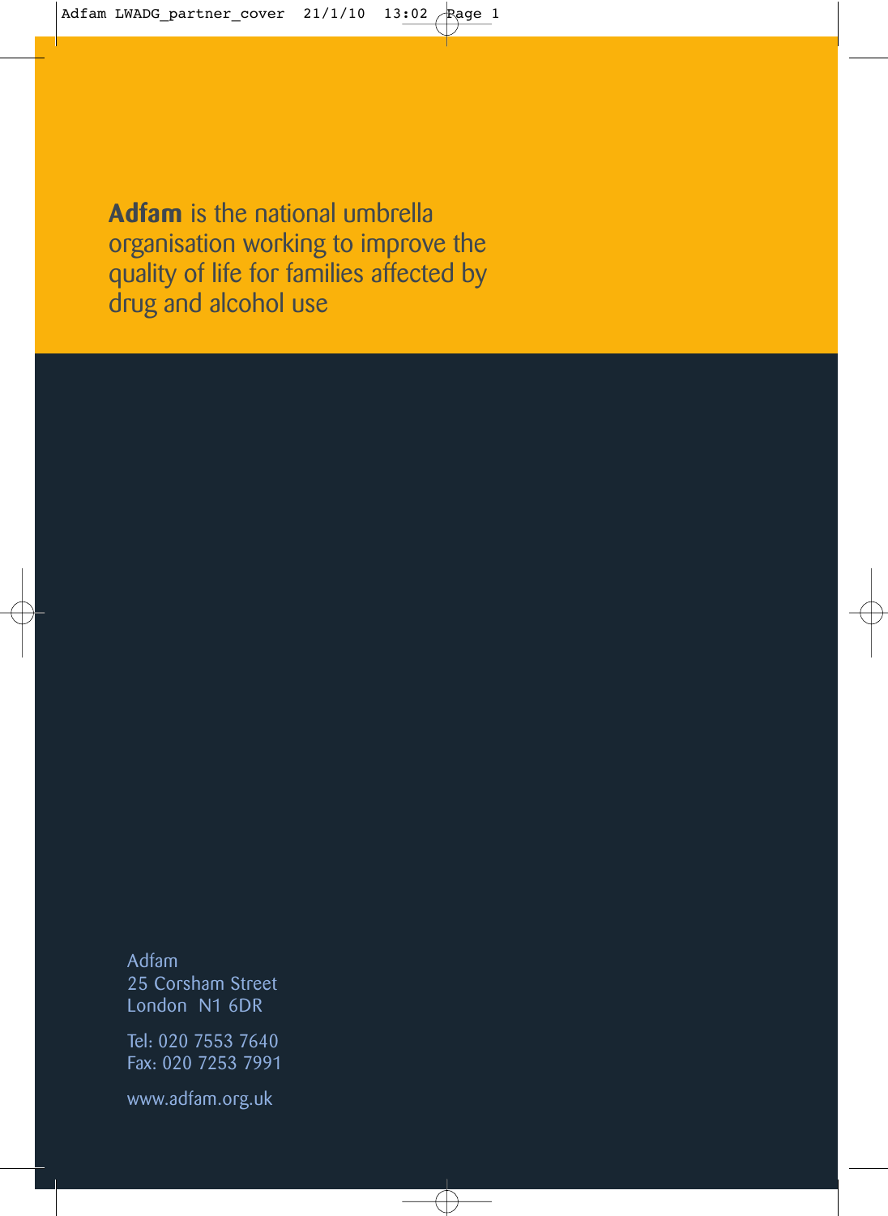**Adfam** is the national umbrella organisation working to improve the quality of life for families affected by drug and alcohol use

Adfam
25 Corsham Street
London N1 6DR

Tel: 020 7553 7640
Fax: 020 7253 7991

www.adfam.org.uk